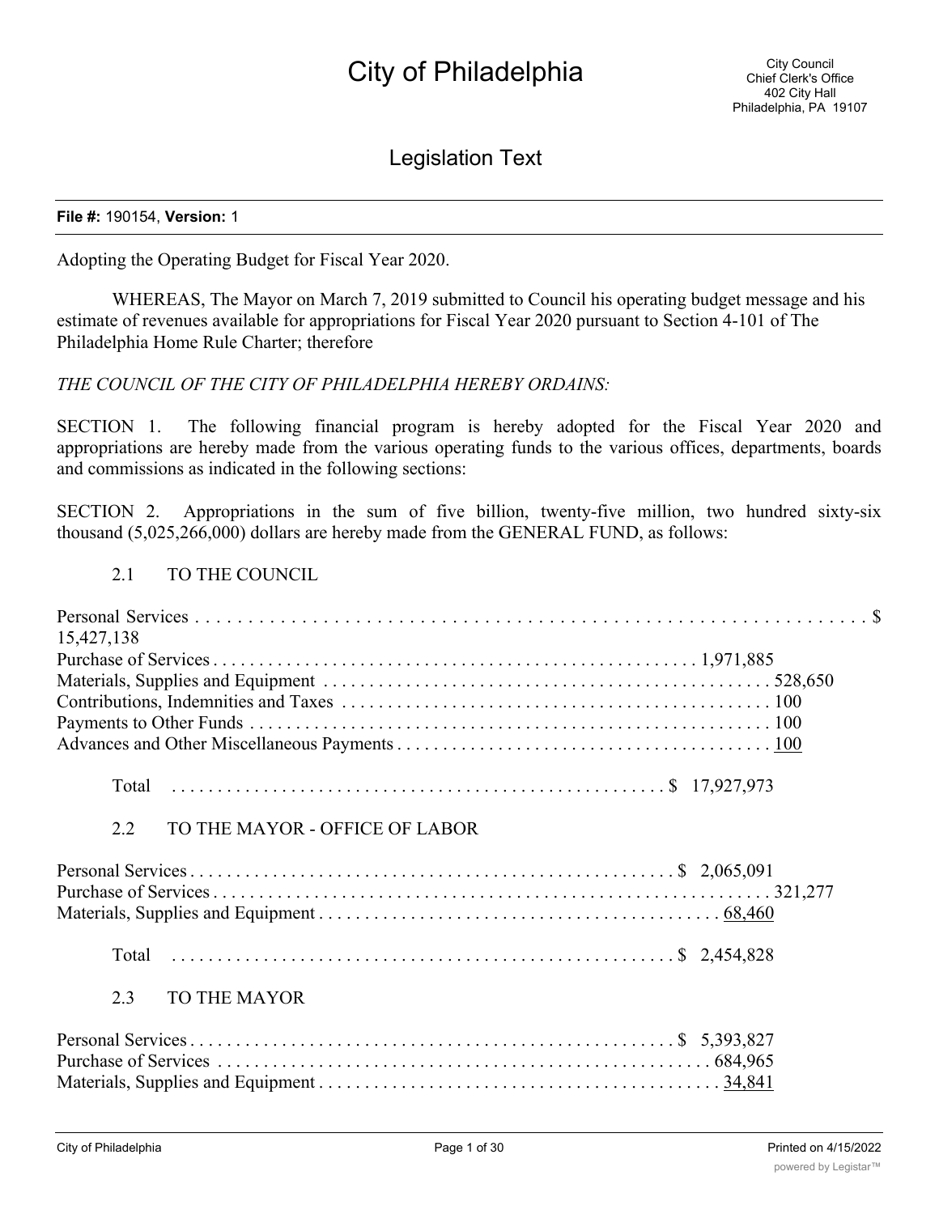# City of Philadelphia

City Council
Chief Clerk's Office
402 City Hall
Philadelphia, PA 19107

## Legislation Text

**File #:** 190154, **Version:** 1

Adopting the Operating Budget for Fiscal Year 2020.

WHEREAS, The Mayor on March 7, 2019 submitted to Council his operating budget message and his estimate of revenues available for appropriations for Fiscal Year 2020 pursuant to Section 4-101 of The Philadelphia Home Rule Charter; therefore

*THE COUNCIL OF THE CITY OF PHILADELPHIA HEREBY ORDAINS:*

SECTION 1. The following financial program is hereby adopted for the Fiscal Year 2020 and appropriations are hereby made from the various operating funds to the various offices, departments, boards and commissions as indicated in the following sections:

SECTION 2. Appropriations in the sum of five billion, twenty-five million, two hundred sixty-six thousand (5,025,266,000) dollars are hereby made from the GENERAL FUND, as follows:

2.1 TO THE COUNCIL

| | |
|---|---|
| Personal Services | $ 15,427,138 |
| Purchase of Services | 1,971,885 |
| Materials, Supplies and Equipment | 528,650 |
| Contributions, Indemnities and Taxes | 100 |
| Payments to Other Funds | 100 |
| Advances and Other Miscellaneous Payments | 100 |
| Total | $ 17,927,973 |

2.2 TO THE MAYOR - OFFICE OF LABOR

| | |
|---|---|
| Personal Services | $ 2,065,091 |
| Purchase of Services | 321,277 |
| Materials, Supplies and Equipment | 68,460 |
| Total | $ 2,454,828 |

2.3 TO THE MAYOR

| | |
|---|---|
| Personal Services | $ 5,393,827 |
| Purchase of Services | 684,965 |
| Materials, Supplies and Equipment | 34,841 |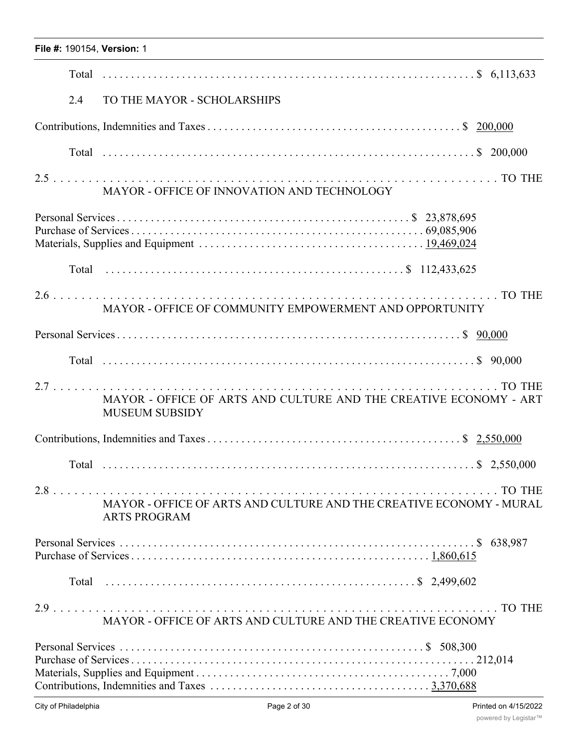Total ................................................................ $ 6,113,633

2.4 TO THE MAYOR - SCHOLARSHIPS

Contributions, Indemnities and Taxes ............................................ $ 200,000

Total ................................................................ $ 200,000

2.5 ................................................................ TO THE MAYOR - OFFICE OF INNOVATION AND TECHNOLOGY

Personal Services ................................................ $ 23,878,695
Purchase of Services ................................................ 69,085,906
Materials, Supplies and Equipment .................................... 19,469,024

Total ................................................ $ 112,433,625

2.6 ................................................................ TO THE MAYOR - OFFICE OF COMMUNITY EMPOWERMENT AND OPPORTUNITY

Personal Services ........................................................ $ 90,000

Total ................................................................ $ 90,000

2.7 ................................................................ TO THE MAYOR - OFFICE OF ARTS AND CULTURE AND THE CREATIVE ECONOMY - ART MUSEUM SUBSIDY

Contributions, Indemnities and Taxes ............................................ $ 2,550,000

Total ................................................................ $ 2,550,000

2.8 ................................................................ TO THE MAYOR - OFFICE OF ARTS AND CULTURE AND THE CREATIVE ECONOMY - MURAL ARTS PROGRAM

Personal Services ........................................................ $ 638,987
Purchase of Services ................................................ 1,860,615

Total ................................................ $ 2,499,602

2.9 ................................................................ TO THE MAYOR - OFFICE OF ARTS AND CULTURE AND THE CREATIVE ECONOMY

Personal Services ................................................ $ 508,300
Purchase of Services ........................................................ 212,014
Materials, Supplies and Equipment ................................................ 7,000
Contributions, Indemnities and Taxes .................................... 3,370,688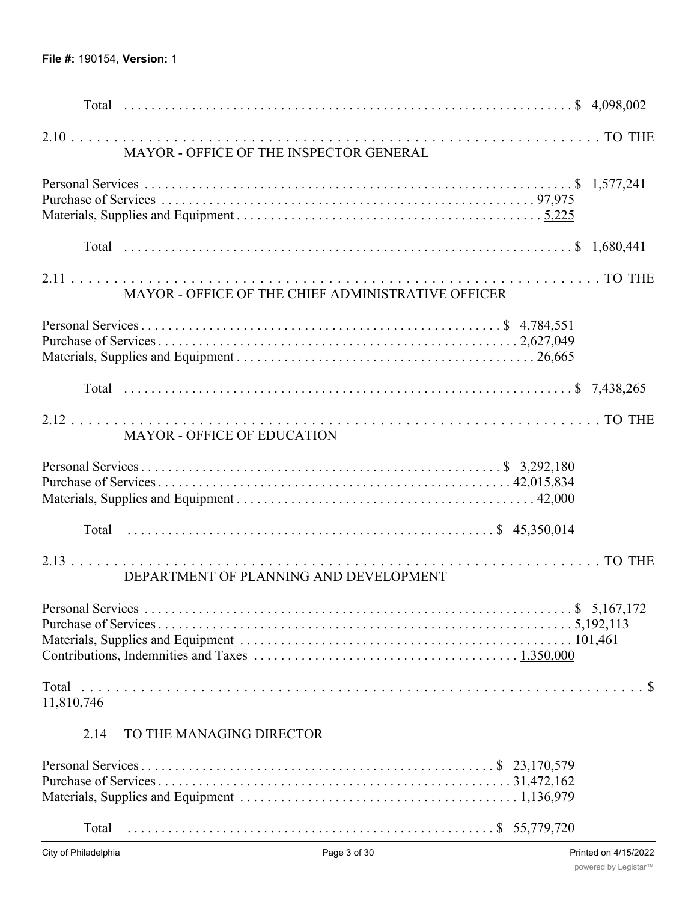Total . . . . . . . . . . . . . . . . . . . . . . . . . . . . . . . . . . . . . . . . . . . . . . . . . . . . . . . . . . . . . . . $ 4,098,002

2.10 . . . . . . . . . . . . . . . . . . . . . . . . . . . . . . . . . . . . . . . . . . . . . . . . . . . . . . . . . . . . . . . . TO THE
MAYOR - OFFICE OF THE INSPECTOR GENERAL

Personal Services . . . . . . . . . . . . . . . . . . . . . . . . . . . . . . . . . . . . . . . . . . . . . . . . . . . . . . . . $ 1,577,241
Purchase of Services . . . . . . . . . . . . . . . . . . . . . . . . . . . . . . . . . . . . . . . . . . . . . . . . . . 97,975
Materials, Supplies and Equipment . . . . . . . . . . . . . . . . . . . . . . . . . . . . . . . . . . . . . . . . . 5,225

Total . . . . . . . . . . . . . . . . . . . . . . . . . . . . . . . . . . . . . . . . . . . . . . . . . . . . . . . . . . . . . . . $ 1,680,441

2.11 . . . . . . . . . . . . . . . . . . . . . . . . . . . . . . . . . . . . . . . . . . . . . . . . . . . . . . . . . . . . . . . . TO THE
MAYOR - OFFICE OF THE CHIEF ADMINISTRATIVE OFFICER

Personal Services . . . . . . . . . . . . . . . . . . . . . . . . . . . . . . . . . . . . . . . . . . . . . . . . . . . $ 4,784,551
Purchase of Services . . . . . . . . . . . . . . . . . . . . . . . . . . . . . . . . . . . . . . . . . . . . . . . . . . 2,627,049
Materials, Supplies and Equipment . . . . . . . . . . . . . . . . . . . . . . . . . . . . . . . . . . . . . . . . . 26,665

Total . . . . . . . . . . . . . . . . . . . . . . . . . . . . . . . . . . . . . . . . . . . . . . . . . . . . . . . . . . . . . . . $ 7,438,265

2.12 . . . . . . . . . . . . . . . . . . . . . . . . . . . . . . . . . . . . . . . . . . . . . . . . . . . . . . . . . . . . . . . . TO THE
MAYOR - OFFICE OF EDUCATION

Personal Services . . . . . . . . . . . . . . . . . . . . . . . . . . . . . . . . . . . . . . . . . . . . . . . . . . . $ 3,292,180
Purchase of Services . . . . . . . . . . . . . . . . . . . . . . . . . . . . . . . . . . . . . . . . . . . . . . . . . . 42,015,834
Materials, Supplies and Equipment . . . . . . . . . . . . . . . . . . . . . . . . . . . . . . . . . . . . . . . . . 42,000

Total . . . . . . . . . . . . . . . . . . . . . . . . . . . . . . . . . . . . . . . . . . . . . . . . . . . . $ 45,350,014

2.13 . . . . . . . . . . . . . . . . . . . . . . . . . . . . . . . . . . . . . . . . . . . . . . . . . . . . . . . . . . . . . . . . TO THE
DEPARTMENT OF PLANNING AND DEVELOPMENT

Personal Services . . . . . . . . . . . . . . . . . . . . . . . . . . . . . . . . . . . . . . . . . . . . . . . . . . . . . . . . $ 5,167,172
Purchase of Services . . . . . . . . . . . . . . . . . . . . . . . . . . . . . . . . . . . . . . . . . . . . . . . . . . . . . . . 5,192,113
Materials, Supplies and Equipment . . . . . . . . . . . . . . . . . . . . . . . . . . . . . . . . . . . . . . . . . . . . . 101,461
Contributions, Indemnities and Taxes . . . . . . . . . . . . . . . . . . . . . . . . . . . . . . . . . . . . . . . 1,350,000

Total . . . . . . . . . . . . . . . . . . . . . . . . . . . . . . . . . . . . . . . . . . . . . . . . . . . . . . . . . . . . . . . . . $
11,810,746

2.14 TO THE MANAGING DIRECTOR

Personal Services . . . . . . . . . . . . . . . . . . . . . . . . . . . . . . . . . . . . . . . . . . . . . . . . . . . $ 23,170,579
Purchase of Services . . . . . . . . . . . . . . . . . . . . . . . . . . . . . . . . . . . . . . . . . . . . . . . . . . 31,472,162
Materials, Supplies and Equipment . . . . . . . . . . . . . . . . . . . . . . . . . . . . . . . . . . . . . . . . . 1,136,979

Total . . . . . . . . . . . . . . . . . . . . . . . . . . . . . . . . . . . . . . . . . . . . . . . . . . . . $ 55,779,720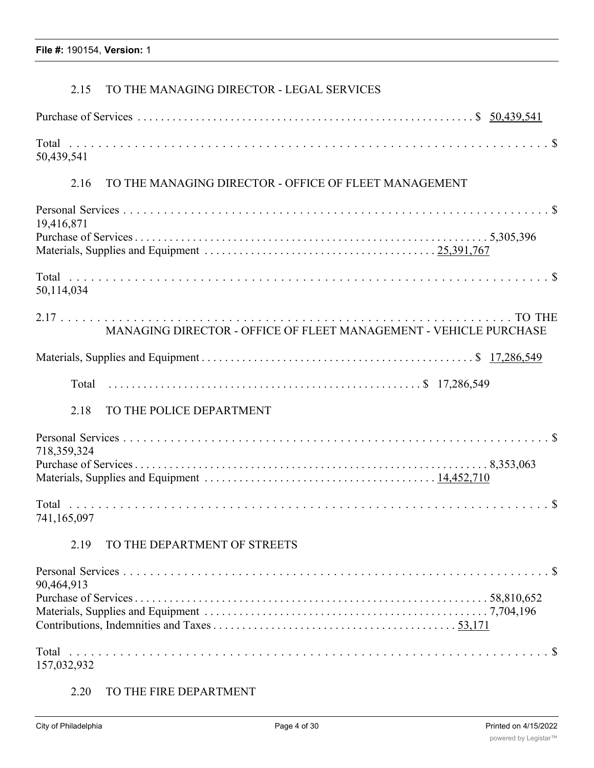### 2.15 TO THE MANAGING DIRECTOR - LEGAL SERVICES

| | |
|---|---|
| Purchase of Services | $ 50,439,541 |
| Total | $ 50,439,541 |

### 2.16 TO THE MANAGING DIRECTOR - OFFICE OF FLEET MANAGEMENT

| | |
|---|---|
| Personal Services | $ 19,416,871 |
| Purchase of Services | 5,305,396 |
| Materials, Supplies and Equipment | 25,391,767 |
| Total | $ 50,114,034 |

### 2.17 TO THE MANAGING DIRECTOR - OFFICE OF FLEET MANAGEMENT - VEHICLE PURCHASE

| | |
|---|---|
| Materials, Supplies and Equipment | $ 17,286,549 |
| Total | $ 17,286,549 |

### 2.18 TO THE POLICE DEPARTMENT

| | |
|---|---|
| Personal Services | $ 718,359,324 |
| Purchase of Services | 8,353,063 |
| Materials, Supplies and Equipment | 14,452,710 |
| Total | $ 741,165,097 |

### 2.19 TO THE DEPARTMENT OF STREETS

| | |
|---|---|
| Personal Services | $ 90,464,913 |
| Purchase of Services | 58,810,652 |
| Materials, Supplies and Equipment | 7,704,196 |
| Contributions, Indemnities and Taxes | 53,171 |
| Total | $ 157,032,932 |

### 2.20 TO THE FIRE DEPARTMENT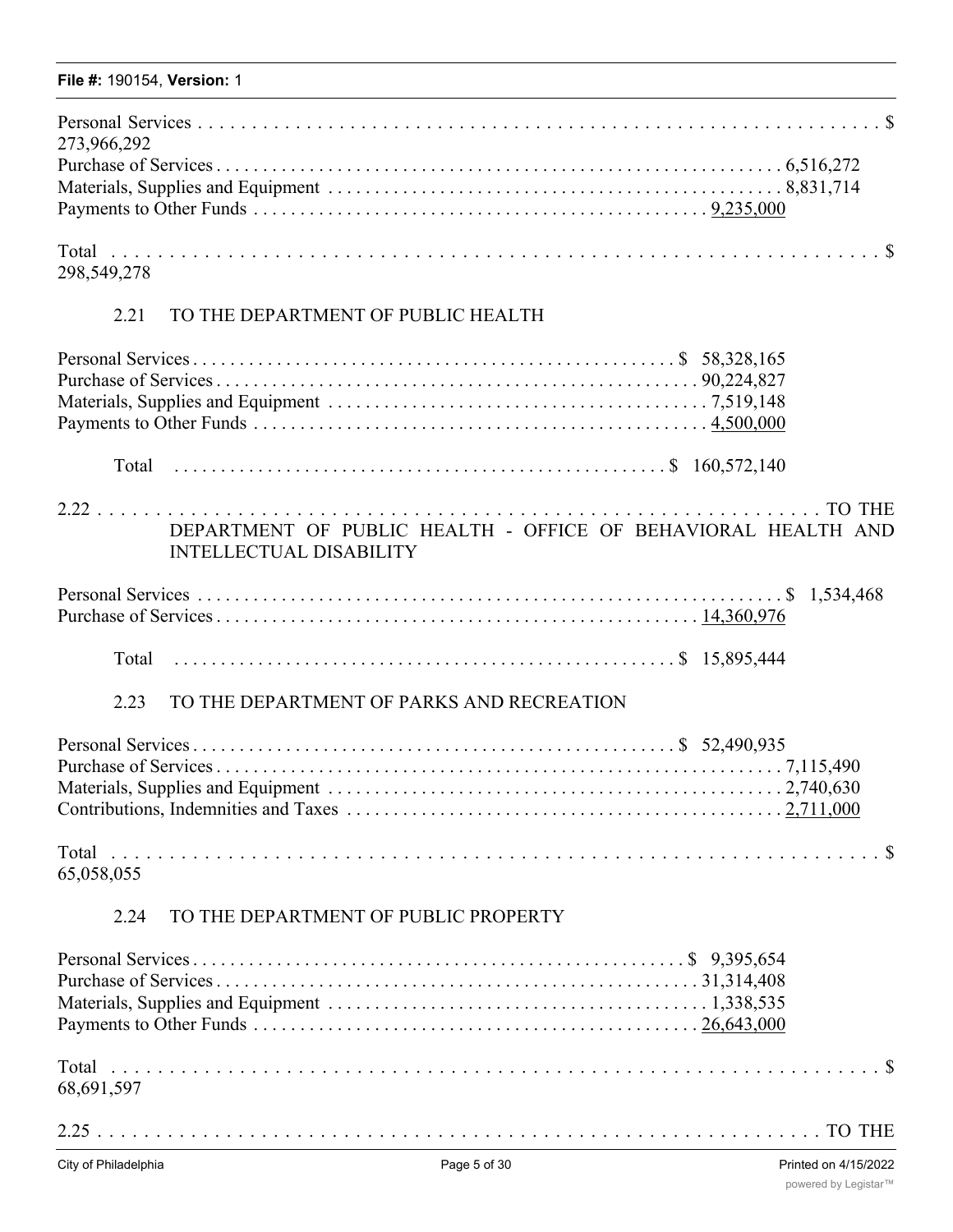Personal Services . . . . . . . . . . . . . . . . . . . . . . . . . . . . . . . . . . . . . . . . . . . . . . . . . . . . . . . . . . . . . . $ 273,966,292
Purchase of Services . . . . . . . . . . . . . . . . . . . . . . . . . . . . . . . . . . . . . . . . . . . . . . . . . . . . . . . . . . 6,516,272
Materials, Supplies and Equipment . . . . . . . . . . . . . . . . . . . . . . . . . . . . . . . . . . . . . . . . . . . . . . . 8,831,714
Payments to Other Funds . . . . . . . . . . . . . . . . . . . . . . . . . . . . . . . . . . . . . . . . . . . . . 9,235,000

Total . . . . . . . . . . . . . . . . . . . . . . . . . . . . . . . . . . . . . . . . . . . . . . . . . . . . . . . . . . . . . . . . . . $ 298,549,278

2.21 TO THE DEPARTMENT OF PUBLIC HEALTH

Personal Services . . . . . . . . . . . . . . . . . . . . . . . . . . . . . . . . . . . . . . . . . . . . . . . . . $ 58,328,165
Purchase of Services . . . . . . . . . . . . . . . . . . . . . . . . . . . . . . . . . . . . . . . . . . . . . . . . 90,224,827
Materials, Supplies and Equipment . . . . . . . . . . . . . . . . . . . . . . . . . . . . . . . . . . . . . . 7,519,148
Payments to Other Funds . . . . . . . . . . . . . . . . . . . . . . . . . . . . . . . . . . . . . . . . . . . . . 4,500,000

Total . . . . . . . . . . . . . . . . . . . . . . . . . . . . . . . . . . . . . . . . . . . . . . . . . . . . $ 160,572,140

2.22 . . . . . . . . . . . . . . . . . . . . . . . . . . . . . . . . . . . . . . . . . . . . . . . . . . . . . . . . . . . . . . . TO THE DEPARTMENT OF PUBLIC HEALTH - OFFICE OF BEHAVIORAL HEALTH AND INTELLECTUAL DISABILITY

Personal Services . . . . . . . . . . . . . . . . . . . . . . . . . . . . . . . . . . . . . . . . . . . . . . . . . . . . . . . . $ 1,534,468
Purchase of Services . . . . . . . . . . . . . . . . . . . . . . . . . . . . . . . . . . . . . . . . . . . . . . . . . . . 14,360,976

Total . . . . . . . . . . . . . . . . . . . . . . . . . . . . . . . . . . . . . . . . . . . . . . . . . . . . . . $ 15,895,444

2.23 TO THE DEPARTMENT OF PARKS AND RECREATION

Personal Services . . . . . . . . . . . . . . . . . . . . . . . . . . . . . . . . . . . . . . . . . . . . . . . . . $ 52,490,935
Purchase of Services . . . . . . . . . . . . . . . . . . . . . . . . . . . . . . . . . . . . . . . . . . . . . . . . . . . . . . . . 7,115,490
Materials, Supplies and Equipment . . . . . . . . . . . . . . . . . . . . . . . . . . . . . . . . . . . . . . . . . . . . . . 2,740,630
Contributions, Indemnities and Taxes . . . . . . . . . . . . . . . . . . . . . . . . . . . . . . . . . . . . . . . . . . . 2,711,000

Total . . . . . . . . . . . . . . . . . . . . . . . . . . . . . . . . . . . . . . . . . . . . . . . . . . . . . . . . . . . . . . . . . . $ 65,058,055

2.24 TO THE DEPARTMENT OF PUBLIC PROPERTY

Personal Services . . . . . . . . . . . . . . . . . . . . . . . . . . . . . . . . . . . . . . . . . . . . . . . . . . $ 9,395,654
Purchase of Services . . . . . . . . . . . . . . . . . . . . . . . . . . . . . . . . . . . . . . . . . . . . . . . . . 31,314,408
Materials, Supplies and Equipment . . . . . . . . . . . . . . . . . . . . . . . . . . . . . . . . . . . . . . . 1,338,535
Payments to Other Funds . . . . . . . . . . . . . . . . . . . . . . . . . . . . . . . . . . . . . . . . . . . . . 26,643,000

Total . . . . . . . . . . . . . . . . . . . . . . . . . . . . . . . . . . . . . . . . . . . . . . . . . . . . . . . . . . . . . . . . . . $ 68,691,597

2.25 . . . . . . . . . . . . . . . . . . . . . . . . . . . . . . . . . . . . . . . . . . . . . . . . . . . . . . . . . . . . . . . TO THE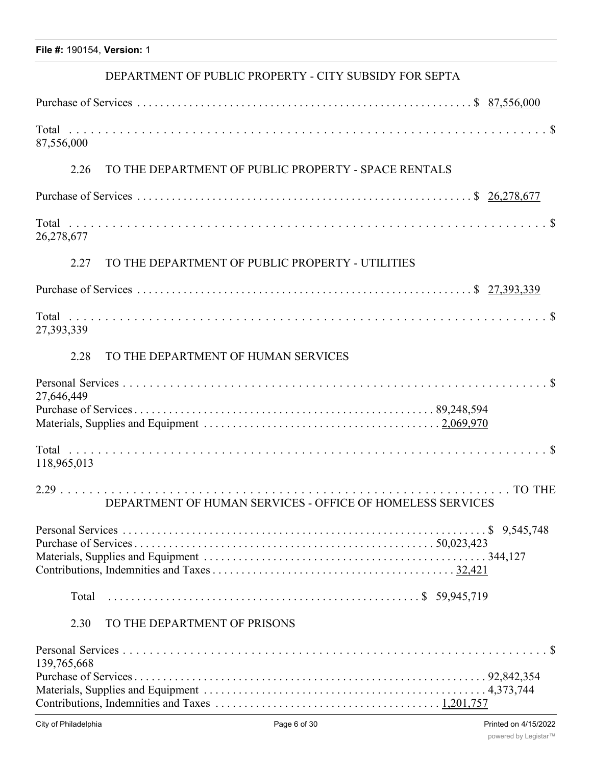DEPARTMENT OF PUBLIC PROPERTY - CITY SUBSIDY FOR SEPTA

| | |
|---|---|
| Purchase of Services | $ 87,556,000 |
| Total | $ 87,556,000 |

2.26 TO THE DEPARTMENT OF PUBLIC PROPERTY - SPACE RENTALS

| | |
|---|---|
| Purchase of Services | $ 26,278,677 |
| Total | $ 26,278,677 |

2.27 TO THE DEPARTMENT OF PUBLIC PROPERTY - UTILITIES

| | |
|---|---|
| Purchase of Services | $ 27,393,339 |
| Total | $ 27,393,339 |

2.28 TO THE DEPARTMENT OF HUMAN SERVICES

| | |
|---|---|
| Personal Services | $ 27,646,449 |
| Purchase of Services | 89,248,594 |
| Materials, Supplies and Equipment | 2,069,970 |
| Total | $ 118,965,013 |

2.29 TO THE DEPARTMENT OF HUMAN SERVICES - OFFICE OF HOMELESS SERVICES

| | |
|---|---|
| Personal Services | $ 9,545,748 |
| Purchase of Services | 50,023,423 |
| Materials, Supplies and Equipment | 344,127 |
| Contributions, Indemnities and Taxes | 32,421 |
| Total | $ 59,945,719 |

2.30 TO THE DEPARTMENT OF PRISONS

| | |
|---|---|
| Personal Services | $ 139,765,668 |
| Purchase of Services | 92,842,354 |
| Materials, Supplies and Equipment | 4,373,744 |
| Contributions, Indemnities and Taxes | 1,201,757 |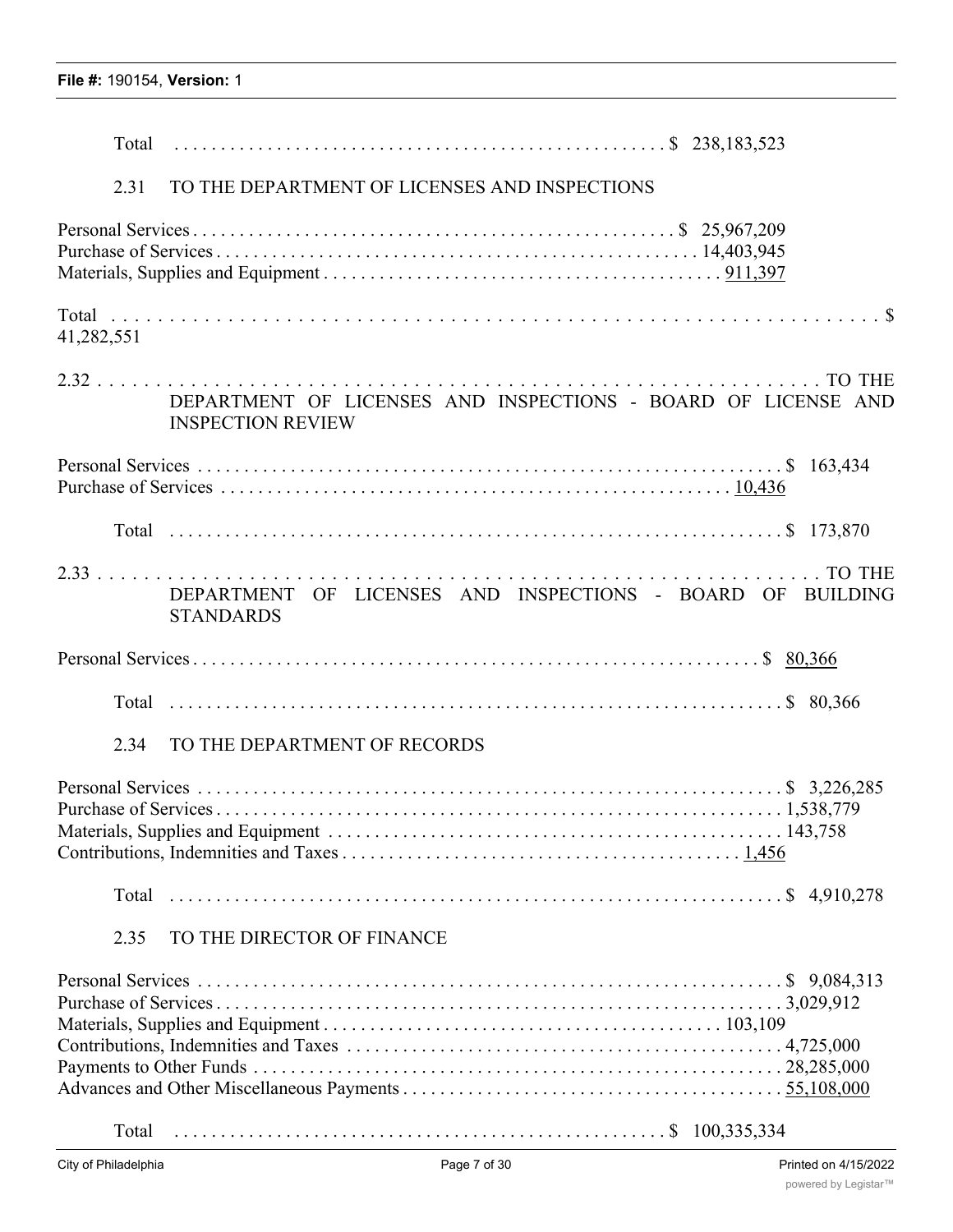Total ...................................................... $ 238,183,523

2.31 TO THE DEPARTMENT OF LICENSES AND INSPECTIONS

Personal Services ...................................................... $ 25,967,209
Purchase of Services ...................................................... 14,403,945
Materials, Supplies and Equipment ...................................................... 911,397

Total ...................................................... $ 41,282,551

2.32 ...................................................... TO THE DEPARTMENT OF LICENSES AND INSPECTIONS - BOARD OF LICENSE AND INSPECTION REVIEW

Personal Services ...................................................... $ 163,434
Purchase of Services ...................................................... 10,436

Total ...................................................... $ 173,870

2.33 ...................................................... TO THE DEPARTMENT OF LICENSES AND INSPECTIONS - BOARD OF BUILDING STANDARDS

Personal Services ...................................................... $ 80,366

Total ...................................................... $ 80,366

2.34 TO THE DEPARTMENT OF RECORDS

Personal Services ...................................................... $ 3,226,285
Purchase of Services ...................................................... 1,538,779
Materials, Supplies and Equipment ...................................................... 143,758
Contributions, Indemnities and Taxes ...................................................... 1,456

Total ...................................................... $ 4,910,278

2.35 TO THE DIRECTOR OF FINANCE

Personal Services ...................................................... $ 9,084,313
Purchase of Services ...................................................... 3,029,912
Materials, Supplies and Equipment ...................................................... 103,109
Contributions, Indemnities and Taxes ...................................................... 4,725,000
Payments to Other Funds ...................................................... 28,285,000
Advances and Other Miscellaneous Payments ...................................................... 55,108,000

Total ...................................................... $ 100,335,334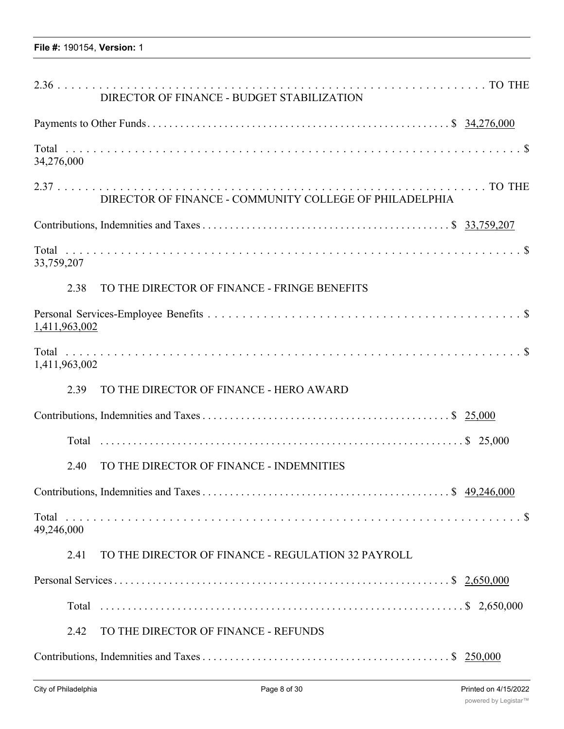2.36 . . . . . . . . . . . . . . . . . . . . . . . . . . . . . . . . . . . . . . . . . . . . . . . . . . . . . . . . . . . . . . TO THE DIRECTOR OF FINANCE - BUDGET STABILIZATION

Payments to Other Funds . . . . . . . . . . . . . . . . . . . . . . . . . . . . . . . . . . . . . . . . . . . . . . . . . . . . . $ 34,276,000

Total . . . . . . . . . . . . . . . . . . . . . . . . . . . . . . . . . . . . . . . . . . . . . . . . . . . . . . . . . . . . . . . . . . $ 34,276,000

2.37 . . . . . . . . . . . . . . . . . . . . . . . . . . . . . . . . . . . . . . . . . . . . . . . . . . . . . . . . . . . . . . TO THE DIRECTOR OF FINANCE - COMMUNITY COLLEGE OF PHILADELPHIA

Contributions, Indemnities and Taxes . . . . . . . . . . . . . . . . . . . . . . . . . . . . . . . . . . . . . . . . . . . $ 33,759,207

Total . . . . . . . . . . . . . . . . . . . . . . . . . . . . . . . . . . . . . . . . . . . . . . . . . . . . . . . . . . . . . . . . . . $ 33,759,207

2.38 TO THE DIRECTOR OF FINANCE - FRINGE BENEFITS

Personal Services-Employee Benefits . . . . . . . . . . . . . . . . . . . . . . . . . . . . . . . . . . . . . . . . . . . . . . . . $ 1,411,963,002

Total . . . . . . . . . . . . . . . . . . . . . . . . . . . . . . . . . . . . . . . . . . . . . . . . . . . . . . . . . . . . . . . . . . $ 1,411,963,002

2.39 TO THE DIRECTOR OF FINANCE - HERO AWARD

Contributions, Indemnities and Taxes . . . . . . . . . . . . . . . . . . . . . . . . . . . . . . . . . . . . . . . . . . . $ 25,000

Total . . . . . . . . . . . . . . . . . . . . . . . . . . . . . . . . . . . . . . . . . . . . . . . . . . . . . . . . . . . . . . $ 25,000

2.40 TO THE DIRECTOR OF FINANCE - INDEMNITIES

Contributions, Indemnities and Taxes . . . . . . . . . . . . . . . . . . . . . . . . . . . . . . . . . . . . . . . . . . . $ 49,246,000

Total . . . . . . . . . . . . . . . . . . . . . . . . . . . . . . . . . . . . . . . . . . . . . . . . . . . . . . . . . . . . . . . . . . $ 49,246,000

2.41 TO THE DIRECTOR OF FINANCE - REGULATION 32 PAYROLL

Personal Services . . . . . . . . . . . . . . . . . . . . . . . . . . . . . . . . . . . . . . . . . . . . . . . . . . . . . . . . . . $ 2,650,000

Total . . . . . . . . . . . . . . . . . . . . . . . . . . . . . . . . . . . . . . . . . . . . . . . . . . . . . . . . . . . . . . $ 2,650,000

2.42 TO THE DIRECTOR OF FINANCE - REFUNDS

Contributions, Indemnities and Taxes . . . . . . . . . . . . . . . . . . . . . . . . . . . . . . . . . . . . . . . . . . . $ 250,000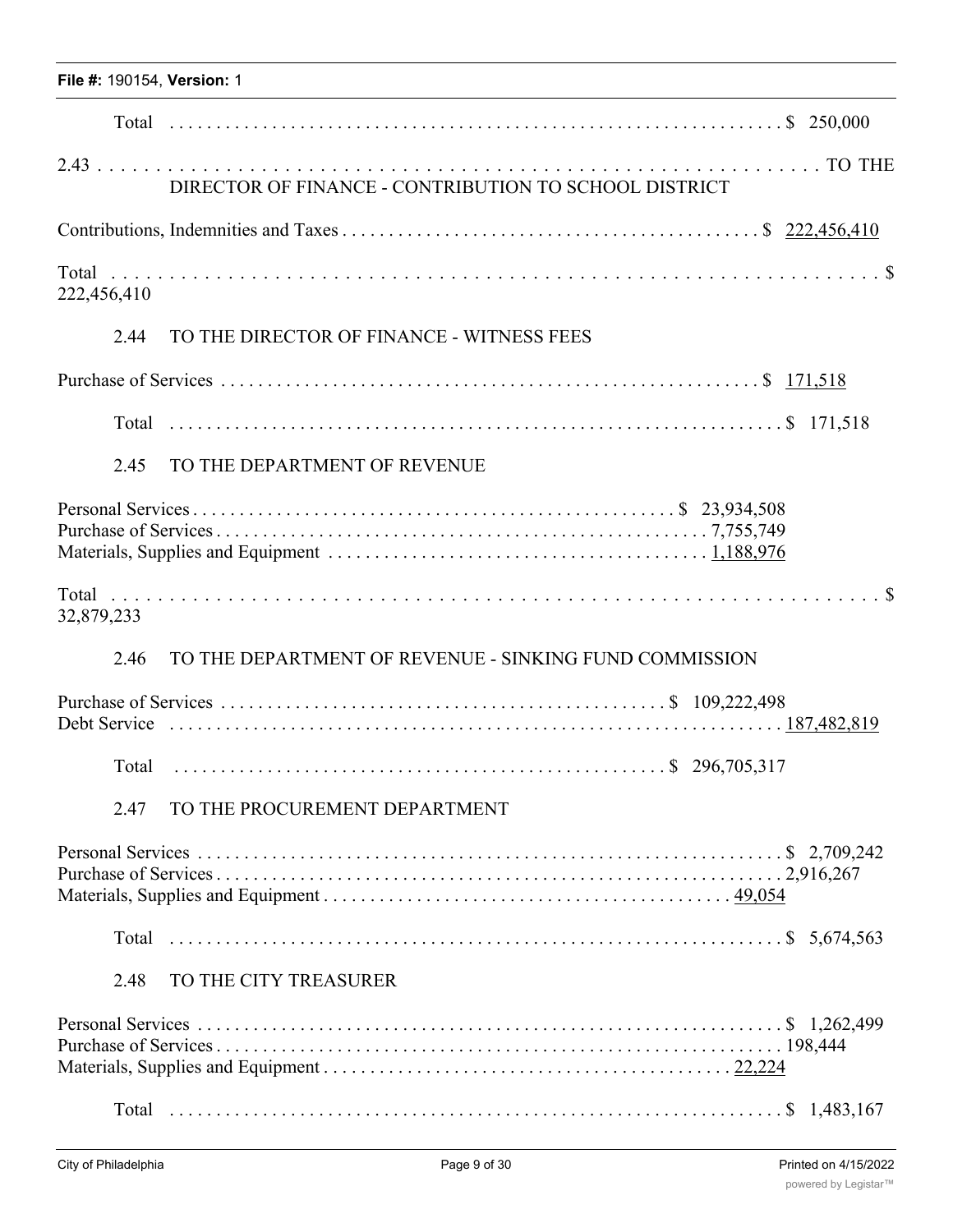Total ........................................................................................ $ 250,000

2.43 TO THE DIRECTOR OF FINANCE - CONTRIBUTION TO SCHOOL DISTRICT

Contributions, Indemnities and Taxes ........................................................ $ 222,456,410

Total ........................................................................................ $ 222,456,410

2.44 TO THE DIRECTOR OF FINANCE - WITNESS FEES

Purchase of Services ........................................................................ $ 171,518

Total ........................................................................................ $ 171,518

2.45 TO THE DEPARTMENT OF REVENUE

Personal Services ............................................................ $ 23,934,508
Purchase of Services ......................................................... 7,755,749
Materials, Supplies and Equipment ............................................. 1,188,976

Total ........................................................................................ $ 32,879,233

2.46 TO THE DEPARTMENT OF REVENUE - SINKING FUND COMMISSION

Purchase of Services ........................................................ $ 109,222,498
Debt Service ................................................................................ 187,482,819

Total ........................................................................ $ 296,705,317

2.47 TO THE PROCUREMENT DEPARTMENT

Personal Services ............................................................................ $ 2,709,242
Purchase of Services ........................................................................ 2,916,267
Materials, Supplies and Equipment ................................................ 49,054

Total ........................................................................................ $ 5,674,563

2.48 TO THE CITY TREASURER

Personal Services ............................................................................ $ 1,262,499
Purchase of Services ........................................................................ 198,444
Materials, Supplies and Equipment ................................................ 22,224

Total ........................................................................................ $ 1,483,167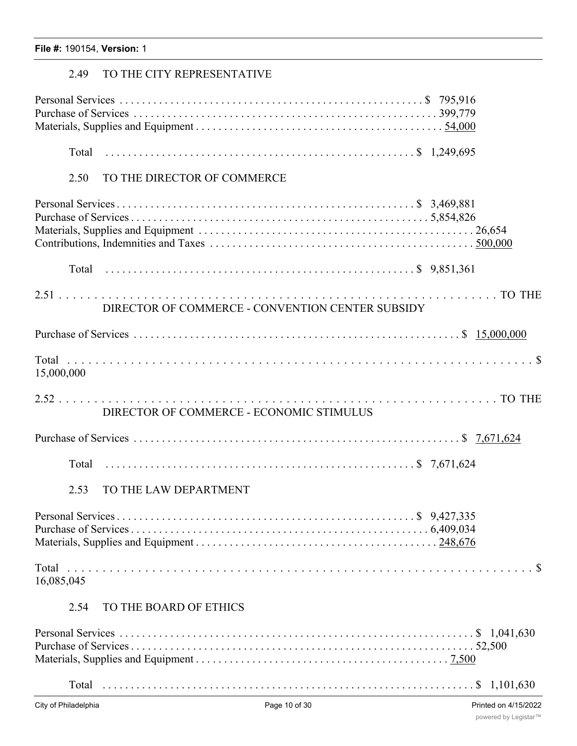### 2.49 TO THE CITY REPRESENTATIVE

Personal Services . . . . . . . . . . . . . . . . . . . . . . . . . . . . . . . . . . . . . . . . . . . . . . . . . . . . . $ 795,916
Purchase of Services . . . . . . . . . . . . . . . . . . . . . . . . . . . . . . . . . . . . . . . . . . . . . . . . . . . . 399,779
Materials, Supplies and Equipment . . . . . . . . . . . . . . . . . . . . . . . . . . . . . . . . . . . . . . . . . . 54,000

Total . . . . . . . . . . . . . . . . . . . . . . . . . . . . . . . . . . . . . . . . . . . . . . . . . . . . . $ 1,249,695

### 2.50 TO THE DIRECTOR OF COMMERCE

Personal Services . . . . . . . . . . . . . . . . . . . . . . . . . . . . . . . . . . . . . . . . . . . . . . . . . . . . $ 3,469,881
Purchase of Services . . . . . . . . . . . . . . . . . . . . . . . . . . . . . . . . . . . . . . . . . . . . . . . . . . . 5,854,826
Materials, Supplies and Equipment . . . . . . . . . . . . . . . . . . . . . . . . . . . . . . . . . . . . . . . . . . . . . . . . 26,654
Contributions, Indemnities and Taxes . . . . . . . . . . . . . . . . . . . . . . . . . . . . . . . . . . . . . . . . . . . . . 500,000

Total . . . . . . . . . . . . . . . . . . . . . . . . . . . . . . . . . . . . . . . . . . . . . . . . . . . . . $ 9,851,361

### 2.51 TO THE DIRECTOR OF COMMERCE - CONVENTION CENTER SUBSIDY

Purchase of Services . . . . . . . . . . . . . . . . . . . . . . . . . . . . . . . . . . . . . . . . . . . . . . . . . . . . . . . . $ 15,000,000

Total . . . . . . . . . . . . . . . . . . . . . . . . . . . . . . . . . . . . . . . . . . . . . . . . . . . . . . . . . . . . . . . . . $ 15,000,000

### 2.52 TO THE DIRECTOR OF COMMERCE - ECONOMIC STIMULUS

Purchase of Services . . . . . . . . . . . . . . . . . . . . . . . . . . . . . . . . . . . . . . . . . . . . . . . . . . . . . . . . $ 7,671,624

Total . . . . . . . . . . . . . . . . . . . . . . . . . . . . . . . . . . . . . . . . . . . . . . . . . . . . . $ 7,671,624

### 2.53 TO THE LAW DEPARTMENT

Personal Services . . . . . . . . . . . . . . . . . . . . . . . . . . . . . . . . . . . . . . . . . . . . . . . . . . . . $ 9,427,335
Purchase of Services . . . . . . . . . . . . . . . . . . . . . . . . . . . . . . . . . . . . . . . . . . . . . . . . . . . 6,409,034
Materials, Supplies and Equipment . . . . . . . . . . . . . . . . . . . . . . . . . . . . . . . . . . . . . . . . . . 248,676

Total . . . . . . . . . . . . . . . . . . . . . . . . . . . . . . . . . . . . . . . . . . . . . . . . . . . . . . . . . . . . . . . . . $ 16,085,045

### 2.54 TO THE BOARD OF ETHICS

Personal Services . . . . . . . . . . . . . . . . . . . . . . . . . . . . . . . . . . . . . . . . . . . . . . . . . . . . . . . . . . . $ 1,041,630
Purchase of Services . . . . . . . . . . . . . . . . . . . . . . . . . . . . . . . . . . . . . . . . . . . . . . . . . . . . . . . . . . 52,500
Materials, Supplies and Equipment . . . . . . . . . . . . . . . . . . . . . . . . . . . . . . . . . . . . . . . . . . . . 7,500

Total . . . . . . . . . . . . . . . . . . . . . . . . . . . . . . . . . . . . . . . . . . . . . . . . . . . . . . . . . . . . . . . . $ 1,101,630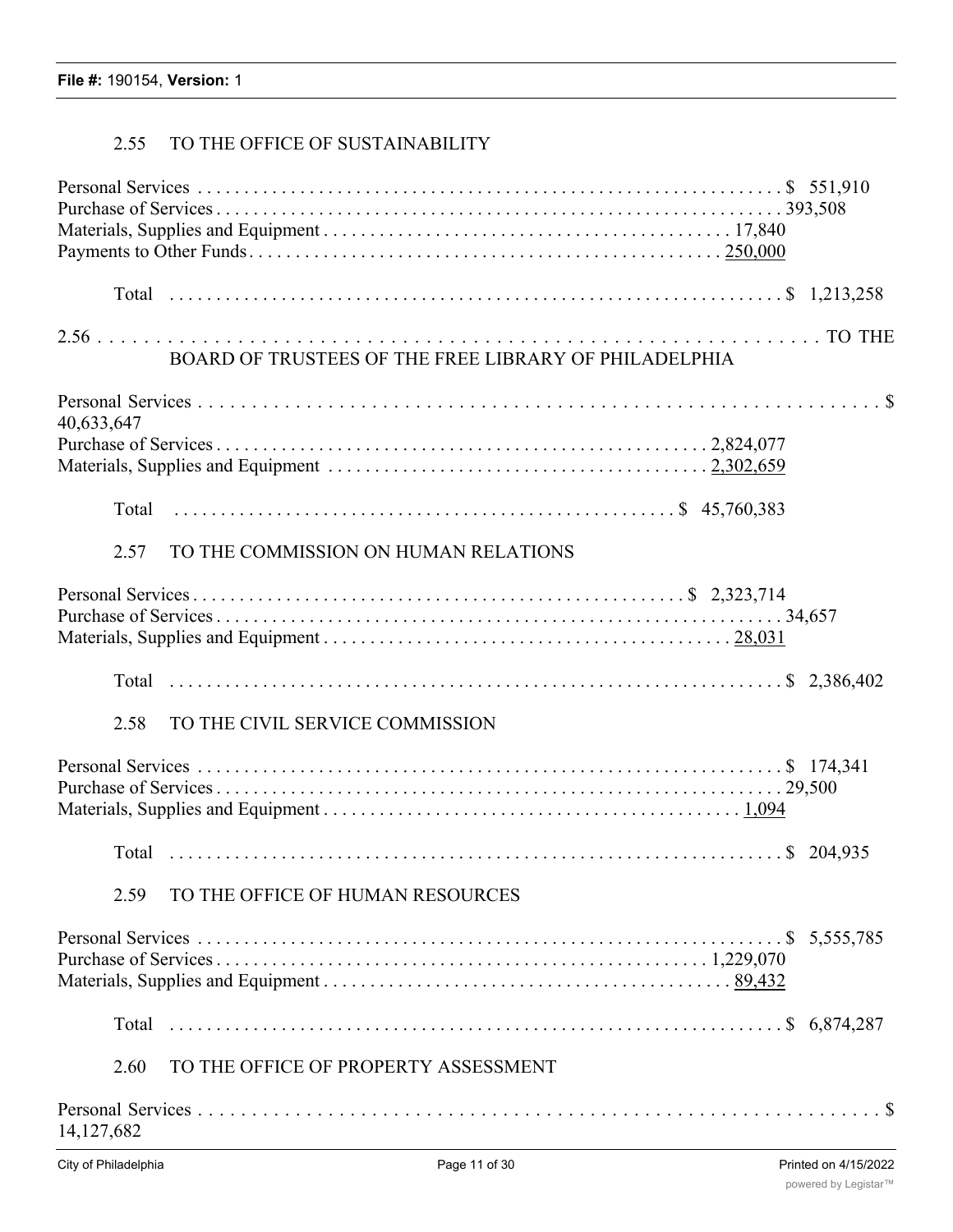2.55 TO THE OFFICE OF SUSTAINABILITY

| | |
|---|---|
| Personal Services | $ 551,910 |
| Purchase of Services | 393,508 |
| Materials, Supplies and Equipment | 17,840 |
| Payments to Other Funds | 250,000 |
| Total | $ 1,213,258 |

2.56 TO THE BOARD OF TRUSTEES OF THE FREE LIBRARY OF PHILADELPHIA

| | |
|---|---|
| Personal Services | $ 40,633,647 |
| Purchase of Services | 2,824,077 |
| Materials, Supplies and Equipment | 2,302,659 |
| Total | $ 45,760,383 |

2.57 TO THE COMMISSION ON HUMAN RELATIONS

| | |
|---|---|
| Personal Services | $ 2,323,714 |
| Purchase of Services | 34,657 |
| Materials, Supplies and Equipment | 28,031 |
| Total | $ 2,386,402 |

2.58 TO THE CIVIL SERVICE COMMISSION

| | |
|---|---|
| Personal Services | $ 174,341 |
| Purchase of Services | 29,500 |
| Materials, Supplies and Equipment | 1,094 |
| Total | $ 204,935 |

2.59 TO THE OFFICE OF HUMAN RESOURCES

| | |
|---|---|
| Personal Services | $ 5,555,785 |
| Purchase of Services | 1,229,070 |
| Materials, Supplies and Equipment | 89,432 |
| Total | $ 6,874,287 |

2.60 TO THE OFFICE OF PROPERTY ASSESSMENT

| | |
|---|---|
| Personal Services | $ 14,127,682 |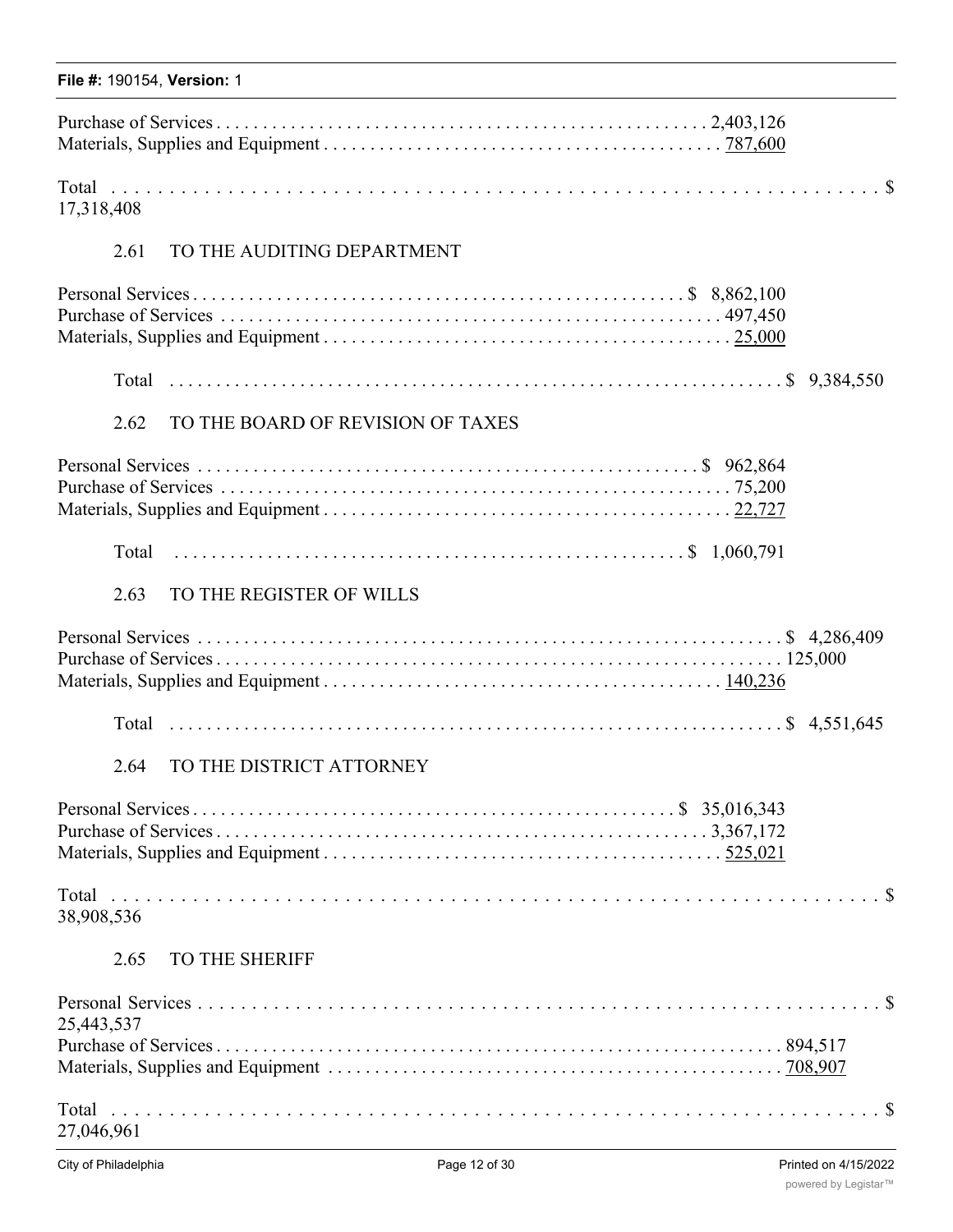Purchase of Services . . . . . . . . . . . . . . . . . . . . . . . . . . . . . . . . . . . . . . . . . . . . . . . . . . . . 2,403,126
Materials, Supplies and Equipment . . . . . . . . . . . . . . . . . . . . . . . . . . . . . . . . . . . . . . . . . . . 787,600

Total . . . . . . . . . . . . . . . . . . . . . . . . . . . . . . . . . . . . . . . . . . . . . . . . . . . . . . . . . . . . . . . . . $ 17,318,408

2.61 TO THE AUDITING DEPARTMENT

Personal Services . . . . . . . . . . . . . . . . . . . . . . . . . . . . . . . . . . . . . . . . . . . . . . . . . . . . $ 8,862,100
Purchase of Services . . . . . . . . . . . . . . . . . . . . . . . . . . . . . . . . . . . . . . . . . . . . . . . . . . . . . 497,450
Materials, Supplies and Equipment . . . . . . . . . . . . . . . . . . . . . . . . . . . . . . . . . . . . . . . . . . . . 25,000

Total . . . . . . . . . . . . . . . . . . . . . . . . . . . . . . . . . . . . . . . . . . . . . . . . . . . . . . . . . . . . . . . $ 9,384,550

2.62 TO THE BOARD OF REVISION OF TAXES

Personal Services . . . . . . . . . . . . . . . . . . . . . . . . . . . . . . . . . . . . . . . . . . . . . . . . . . . . . . $ 962,864
Purchase of Services . . . . . . . . . . . . . . . . . . . . . . . . . . . . . . . . . . . . . . . . . . . . . . . . . . . . . . . 75,200
Materials, Supplies and Equipment . . . . . . . . . . . . . . . . . . . . . . . . . . . . . . . . . . . . . . . . . . . . . 22,727

Total . . . . . . . . . . . . . . . . . . . . . . . . . . . . . . . . . . . . . . . . . . . . . . . . . . . . . . . $ 1,060,791

2.63 TO THE REGISTER OF WILLS

Personal Services . . . . . . . . . . . . . . . . . . . . . . . . . . . . . . . . . . . . . . . . . . . . . . . . . . . . . . . . . . . . $ 4,286,409
Purchase of Services . . . . . . . . . . . . . . . . . . . . . . . . . . . . . . . . . . . . . . . . . . . . . . . . . . . . . . . . . . . 125,000
Materials, Supplies and Equipment . . . . . . . . . . . . . . . . . . . . . . . . . . . . . . . . . . . . . . . . . . . 140,236

Total . . . . . . . . . . . . . . . . . . . . . . . . . . . . . . . . . . . . . . . . . . . . . . . . . . . . . . . . . . . . . . . $ 4,551,645

2.64 TO THE DISTRICT ATTORNEY

Personal Services . . . . . . . . . . . . . . . . . . . . . . . . . . . . . . . . . . . . . . . . . . . . . . . . . . . $ 35,016,343
Purchase of Services . . . . . . . . . . . . . . . . . . . . . . . . . . . . . . . . . . . . . . . . . . . . . . . . . . . . . 3,367,172
Materials, Supplies and Equipment . . . . . . . . . . . . . . . . . . . . . . . . . . . . . . . . . . . . . . . . . . . 525,021

Total . . . . . . . . . . . . . . . . . . . . . . . . . . . . . . . . . . . . . . . . . . . . . . . . . . . . . . . . . . . . . . . . . $ 38,908,536

2.65 TO THE SHERIFF

Personal Services . . . . . . . . . . . . . . . . . . . . . . . . . . . . . . . . . . . . . . . . . . . . . . . . . . . . . . . . . . . . . . $ 25,443,537
Purchase of Services . . . . . . . . . . . . . . . . . . . . . . . . . . . . . . . . . . . . . . . . . . . . . . . . . . . . . . . . . . . 894,517
Materials, Supplies and Equipment . . . . . . . . . . . . . . . . . . . . . . . . . . . . . . . . . . . . . . . . . . . . . . . . 708,907

Total . . . . . . . . . . . . . . . . . . . . . . . . . . . . . . . . . . . . . . . . . . . . . . . . . . . . . . . . . . . . . . . . . $ 27,046,961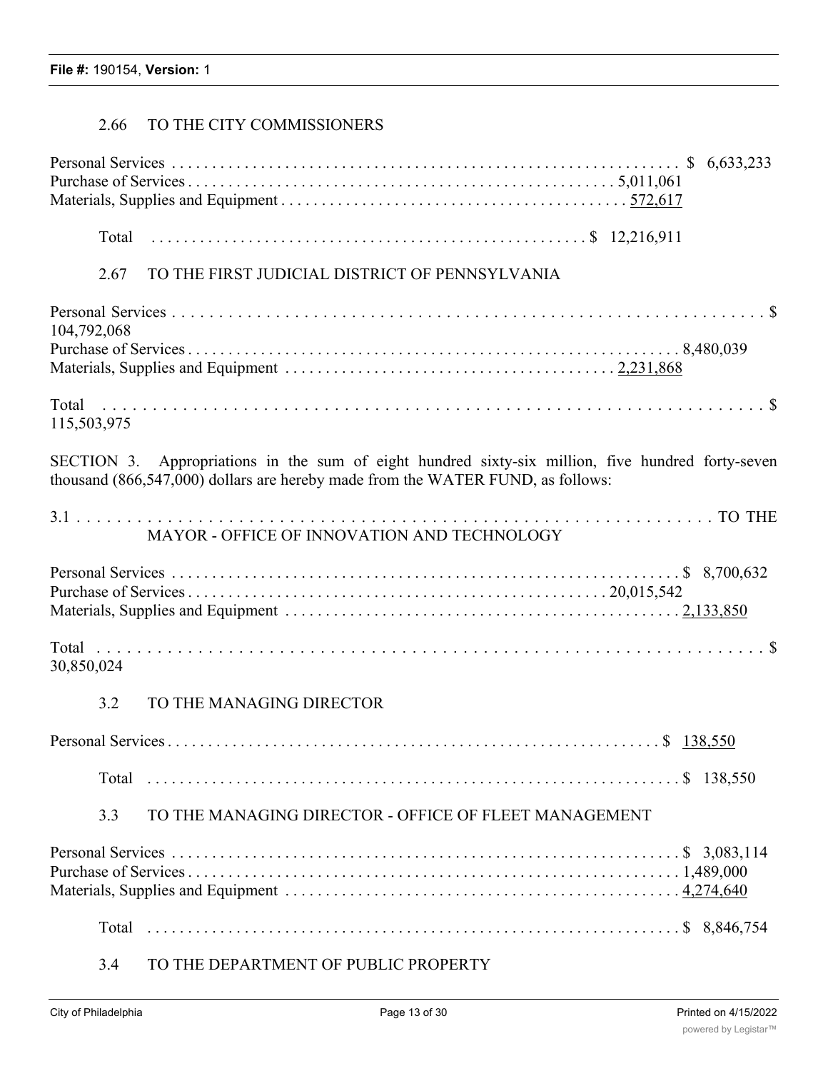2.66 TO THE CITY COMMISSIONERS

| | |
|---|---|
| Personal Services | $ 6,633,233 |
| Purchase of Services | 5,011,061 |
| Materials, Supplies and Equipment | 572,617 |
| Total | $ 12,216,911 |

2.67 TO THE FIRST JUDICIAL DISTRICT OF PENNSYLVANIA

| | |
|---|---|
| Personal Services | $ 104,792,068 |
| Purchase of Services | 8,480,039 |
| Materials, Supplies and Equipment | 2,231,868 |
| Total | $ 115,503,975 |

SECTION 3. Appropriations in the sum of eight hundred sixty-six million, five hundred forty-seven thousand (866,547,000) dollars are hereby made from the WATER FUND, as follows:

3.1 TO THE MAYOR - OFFICE OF INNOVATION AND TECHNOLOGY

| | |
|---|---|
| Personal Services | $ 8,700,632 |
| Purchase of Services | 20,015,542 |
| Materials, Supplies and Equipment | 2,133,850 |
| Total | $ 30,850,024 |

3.2 TO THE MANAGING DIRECTOR

| | |
|---|---|
| Personal Services | $ 138,550 |
| Total | $ 138,550 |

3.3 TO THE MANAGING DIRECTOR - OFFICE OF FLEET MANAGEMENT

| | |
|---|---|
| Personal Services | $ 3,083,114 |
| Purchase of Services | 1,489,000 |
| Materials, Supplies and Equipment | 4,274,640 |
| Total | $ 8,846,754 |

3.4 TO THE DEPARTMENT OF PUBLIC PROPERTY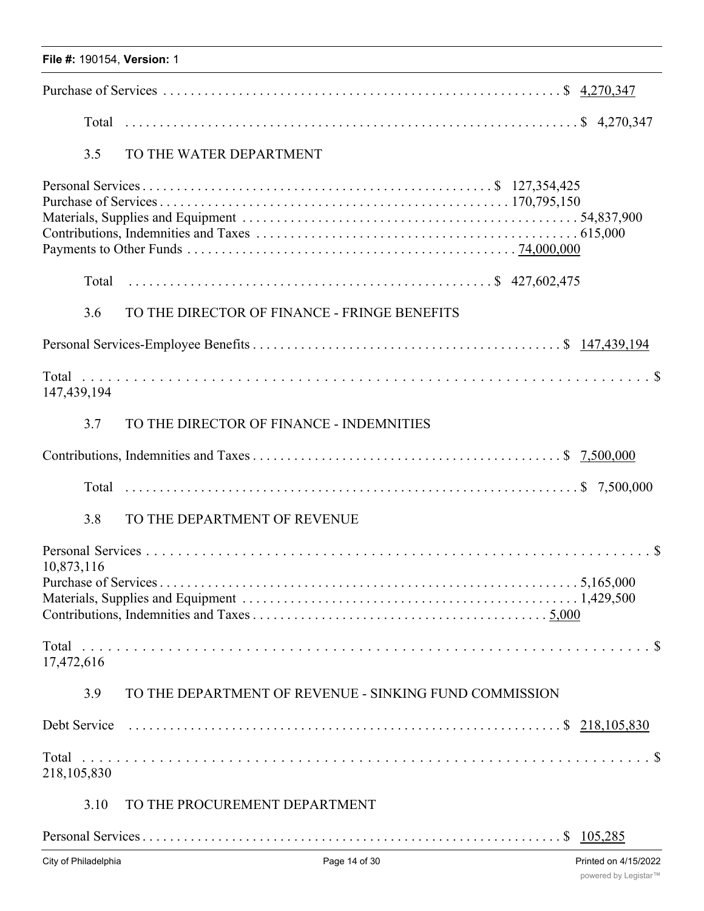Purchase of Services . . . . . . . . . . . . . . . . . . . . . . . . . . . . . . . . . . . . . . . . . . . . . . . . . . . . . . . . . $ 4,270,347

Total . . . . . . . . . . . . . . . . . . . . . . . . . . . . . . . . . . . . . . . . . . . . . . . . . . . . . . . . . . . . . . . . $ 4,270,347

3.5 TO THE WATER DEPARTMENT

Personal Services . . . . . . . . . . . . . . . . . . . . . . . . . . . . . . . . . . . . . . . . . . . . . . . . . . $ 127,354,425
Purchase of Services . . . . . . . . . . . . . . . . . . . . . . . . . . . . . . . . . . . . . . . . . . . . . . . . . 170,795,150
Materials, Supplies and Equipment . . . . . . . . . . . . . . . . . . . . . . . . . . . . . . . . . . . . . . . . . . . . . . . . 54,837,900
Contributions, Indemnities and Taxes . . . . . . . . . . . . . . . . . . . . . . . . . . . . . . . . . . . . . . . . . . . . . . 615,000
Payments to Other Funds . . . . . . . . . . . . . . . . . . . . . . . . . . . . . . . . . . . . . . . . . . . . . . . . 74,000,000

Total . . . . . . . . . . . . . . . . . . . . . . . . . . . . . . . . . . . . . . . . . . . . . . . . . . $ 427,602,475

3.6 TO THE DIRECTOR OF FINANCE - FRINGE BENEFITS

Personal Services-Employee Benefits . . . . . . . . . . . . . . . . . . . . . . . . . . . . . . . . . . . . . . . . . . . . $ 147,439,194

Total . . . . . . . . . . . . . . . . . . . . . . . . . . . . . . . . . . . . . . . . . . . . . . . . . . . . . . . . . . . . . . . . . . . $ 147,439,194

3.7 TO THE DIRECTOR OF FINANCE - INDEMNITIES

Contributions, Indemnities and Taxes . . . . . . . . . . . . . . . . . . . . . . . . . . . . . . . . . . . . . . . . . . . . $ 7,500,000

Total . . . . . . . . . . . . . . . . . . . . . . . . . . . . . . . . . . . . . . . . . . . . . . . . . . . . . . . . . . . . . . . . $ 7,500,000

3.8 TO THE DEPARTMENT OF REVENUE

Personal Services . . . . . . . . . . . . . . . . . . . . . . . . . . . . . . . . . . . . . . . . . . . . . . . . . . . . . . . . . . . . . . $ 10,873,116
Purchase of Services . . . . . . . . . . . . . . . . . . . . . . . . . . . . . . . . . . . . . . . . . . . . . . . . . . . . . . . . . . 5,165,000
Materials, Supplies and Equipment . . . . . . . . . . . . . . . . . . . . . . . . . . . . . . . . . . . . . . . . . . . . . . . . 1,429,500
Contributions, Indemnities and Taxes . . . . . . . . . . . . . . . . . . . . . . . . . . . . . . . . . . . . . . . . . . . 5,000

Total . . . . . . . . . . . . . . . . . . . . . . . . . . . . . . . . . . . . . . . . . . . . . . . . . . . . . . . . . . . . . . . . . . . $ 17,472,616

3.9 TO THE DEPARTMENT OF REVENUE - SINKING FUND COMMISSION

Debt Service . . . . . . . . . . . . . . . . . . . . . . . . . . . . . . . . . . . . . . . . . . . . . . . . . . . . . . . . . . . . . $ 218,105,830

Total . . . . . . . . . . . . . . . . . . . . . . . . . . . . . . . . . . . . . . . . . . . . . . . . . . . . . . . . . . . . . . . . . . . $ 218,105,830

3.10 TO THE PROCUREMENT DEPARTMENT

Personal Services . . . . . . . . . . . . . . . . . . . . . . . . . . . . . . . . . . . . . . . . . . . . . . . . . . . . . . . . . . . $ 105,285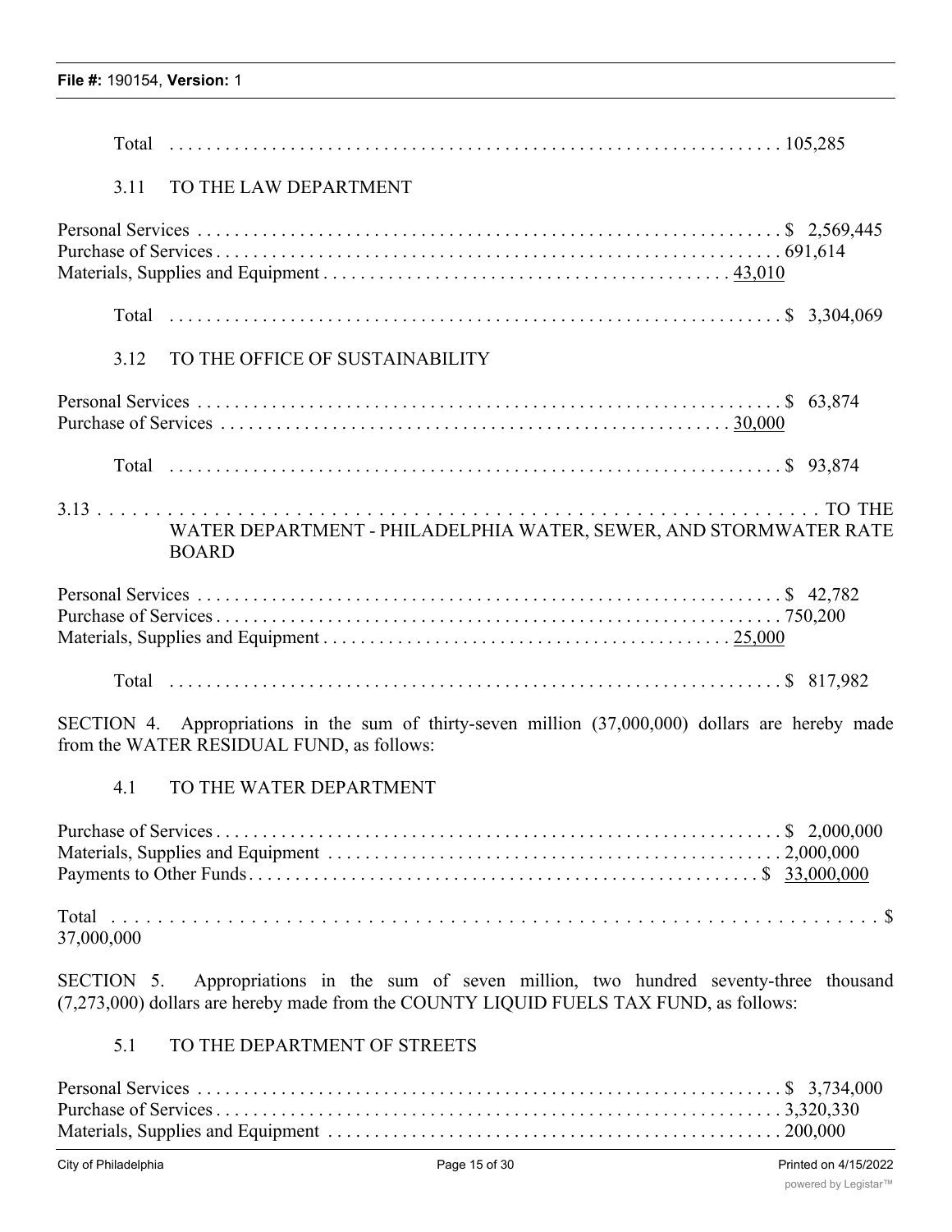Total . . . . . . . . . . . . . . . . . . . . . . . . . . . . . . . . . . . . . . . . . . . . . . . . . . . . . . . . . . . . . . . . 105,285

3.11 TO THE LAW DEPARTMENT

Personal Services . . . . . . . . . . . . . . . . . . . . . . . . . . . . . . . . . . . . . . . . . . . . . . . . . . . . . . . . . . . . $ 2,569,445
Purchase of Services . . . . . . . . . . . . . . . . . . . . . . . . . . . . . . . . . . . . . . . . . . . . . . . . . . . . . . . . . . 691,614
Materials, Supplies and Equipment . . . . . . . . . . . . . . . . . . . . . . . . . . . . . . . . . . . . . . . . . . . . 43,010

Total . . . . . . . . . . . . . . . . . . . . . . . . . . . . . . . . . . . . . . . . . . . . . . . . . . . . . . . . . . . . . . . . $ 3,304,069

3.12 TO THE OFFICE OF SUSTAINABILITY

Personal Services . . . . . . . . . . . . . . . . . . . . . . . . . . . . . . . . . . . . . . . . . . . . . . . . . . . . . . . . . . . . $ 63,874
Purchase of Services . . . . . . . . . . . . . . . . . . . . . . . . . . . . . . . . . . . . . . . . . . . . . . . . . . . . . . 30,000

Total . . . . . . . . . . . . . . . . . . . . . . . . . . . . . . . . . . . . . . . . . . . . . . . . . . . . . . . . . . . . . . . . $ 93,874

3.13 . . . . . . . . . . . . . . . . . . . . . . . . . . . . . . . . . . . . . . . . . . . . . . . . . . . . . . . . . . . . . . . . . . . TO THE WATER DEPARTMENT - PHILADELPHIA WATER, SEWER, AND STORMWATER RATE BOARD

Personal Services . . . . . . . . . . . . . . . . . . . . . . . . . . . . . . . . . . . . . . . . . . . . . . . . . . . . . . . . . . . . $ 42,782
Purchase of Services . . . . . . . . . . . . . . . . . . . . . . . . . . . . . . . . . . . . . . . . . . . . . . . . . . . . . . . . . . 750,200
Materials, Supplies and Equipment . . . . . . . . . . . . . . . . . . . . . . . . . . . . . . . . . . . . . . . . . . . . 25,000

Total . . . . . . . . . . . . . . . . . . . . . . . . . . . . . . . . . . . . . . . . . . . . . . . . . . . . . . . . . . . . . . . . $ 817,982

SECTION 4. Appropriations in the sum of thirty-seven million (37,000,000) dollars are hereby made from the WATER RESIDUAL FUND, as follows:

4.1 TO THE WATER DEPARTMENT

Purchase of Services . . . . . . . . . . . . . . . . . . . . . . . . . . . . . . . . . . . . . . . . . . . . . . . . . . . . . . . . . . $ 2,000,000
Materials, Supplies and Equipment . . . . . . . . . . . . . . . . . . . . . . . . . . . . . . . . . . . . . . . . . . . . . . 2,000,000
Payments to Other Funds . . . . . . . . . . . . . . . . . . . . . . . . . . . . . . . . . . . . . . . . . . . . . . . . . . . . $ 33,000,000

Total . . . . . . . . . . . . . . . . . . . . . . . . . . . . . . . . . . . . . . . . . . . . . . . . . . . . . . . . . . . . . . . . . . . $ 37,000,000

SECTION 5. Appropriations in the sum of seven million, two hundred seventy-three thousand (7,273,000) dollars are hereby made from the COUNTY LIQUID FUELS TAX FUND, as follows:

5.1 TO THE DEPARTMENT OF STREETS

Personal Services . . . . . . . . . . . . . . . . . . . . . . . . . . . . . . . . . . . . . . . . . . . . . . . . . . . . . . . . . . . . $ 3,734,000
Purchase of Services . . . . . . . . . . . . . . . . . . . . . . . . . . . . . . . . . . . . . . . . . . . . . . . . . . . . . . . . . . 3,320,330
Materials, Supplies and Equipment . . . . . . . . . . . . . . . . . . . . . . . . . . . . . . . . . . . . . . . . . . . . . . 200,000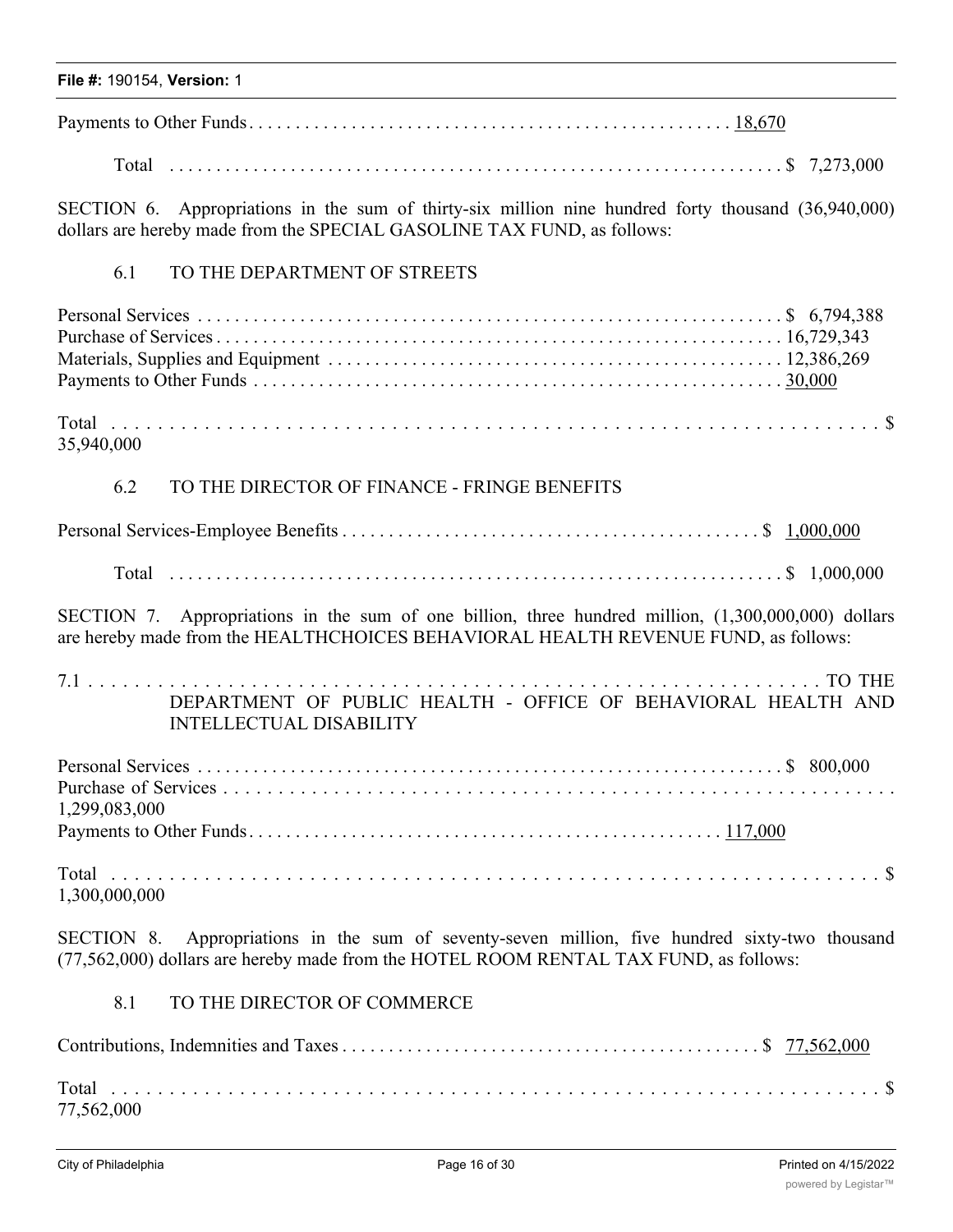Payments to Other Funds . . . . . . . . . . . . . . . . . . . . . . . . . . . . . . . . . . . . . . . . . . . . . . . . . 18,670

Total . . . . . . . . . . . . . . . . . . . . . . . . . . . . . . . . . . . . . . . . . . . . . . . . . . . . . . . . . . . . . . $ 7,273,000

SECTION 6. Appropriations in the sum of thirty-six million nine hundred forty thousand (36,940,000) dollars are hereby made from the SPECIAL GASOLINE TAX FUND, as follows:

6.1 TO THE DEPARTMENT OF STREETS

| | |
|---|---|
| Personal Services | $ 6,794,388 |
| Purchase of Services | 16,729,343 |
| Materials, Supplies and Equipment | 12,386,269 |
| Payments to Other Funds | 30,000 |
| Total | $ 35,940,000 |

6.2 TO THE DIRECTOR OF FINANCE - FRINGE BENEFITS

| | |
|---|---|
| Personal Services-Employee Benefits | $ 1,000,000 |
| Total | $ 1,000,000 |

SECTION 7. Appropriations in the sum of one billion, three hundred million, (1,300,000,000) dollars are hereby made from the HEALTHCHOICES BEHAVIORAL HEALTH REVENUE FUND, as follows:

7.1 TO THE DEPARTMENT OF PUBLIC HEALTH - OFFICE OF BEHAVIORAL HEALTH AND INTELLECTUAL DISABILITY

| | |
|---|---|
| Personal Services | $ 800,000 |
| Purchase of Services | 1,299,083,000 |
| Payments to Other Funds | 117,000 |
| Total | $ 1,300,000,000 |

SECTION 8. Appropriations in the sum of seventy-seven million, five hundred sixty-two thousand (77,562,000) dollars are hereby made from the HOTEL ROOM RENTAL TAX FUND, as follows:

8.1 TO THE DIRECTOR OF COMMERCE

| | |
|---|---|
| Contributions, Indemnities and Taxes | $ 77,562,000 |
| Total | $ 77,562,000 |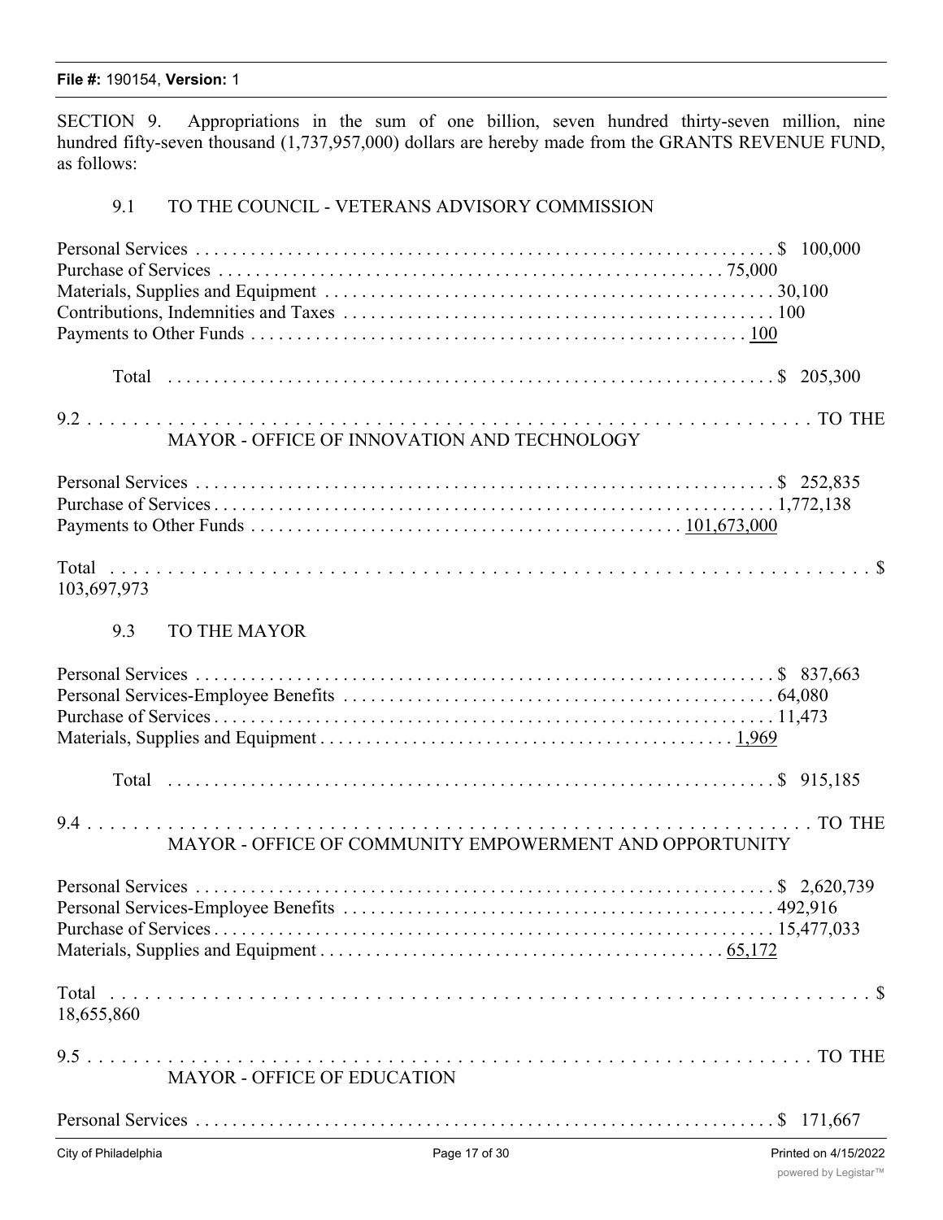SECTION 9. Appropriations in the sum of one billion, seven hundred thirty-seven million, nine hundred fifty-seven thousand (1,737,957,000) dollars are hereby made from the GRANTS REVENUE FUND, as follows:

9.1 TO THE COUNCIL - VETERANS ADVISORY COMMISSION

| | |
|---|---|
| Personal Services | $ 100,000 |
| Purchase of Services | 75,000 |
| Materials, Supplies and Equipment | 30,100 |
| Contributions, Indemnities and Taxes | 100 |
| Payments to Other Funds | 100 |
| Total | $ 205,300 |

9.2 TO THE MAYOR - OFFICE OF INNOVATION AND TECHNOLOGY

| | |
|---|---|
| Personal Services | $ 252,835 |
| Purchase of Services | 1,772,138 |
| Payments to Other Funds | 101,673,000 |
| Total | $ 103,697,973 |

9.3 TO THE MAYOR

| | |
|---|---|
| Personal Services | $ 837,663 |
| Personal Services-Employee Benefits | 64,080 |
| Purchase of Services | 11,473 |
| Materials, Supplies and Equipment | 1,969 |
| Total | $ 915,185 |

9.4 TO THE MAYOR - OFFICE OF COMMUNITY EMPOWERMENT AND OPPORTUNITY

| | |
|---|---|
| Personal Services | $ 2,620,739 |
| Personal Services-Employee Benefits | 492,916 |
| Purchase of Services | 15,477,033 |
| Materials, Supplies and Equipment | 65,172 |
| Total | $ 18,655,860 |

9.5 TO THE MAYOR - OFFICE OF EDUCATION

| | |
|---|---|
| Personal Services | $ 171,667 |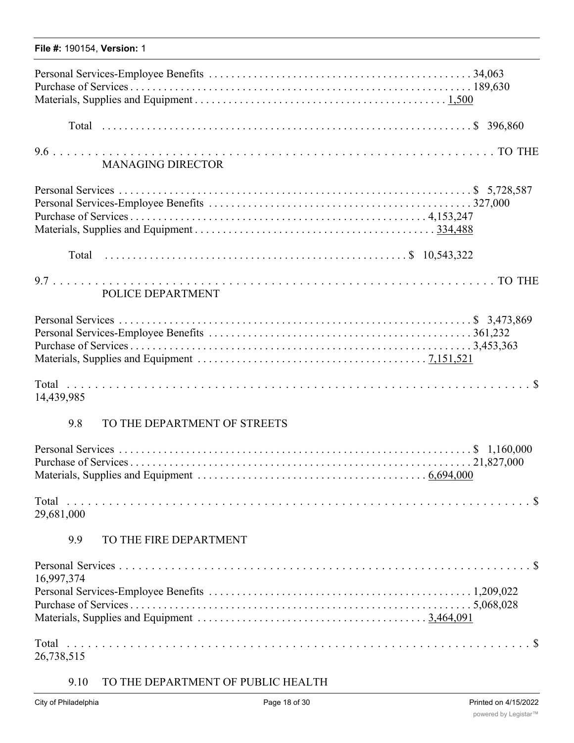Personal Services-Employee Benefits . . . . . . . . . . . . . . . . . . . . . . . . . . . . . . . . . . . . . . . . . . . . . . 34,063
Purchase of Services . . . . . . . . . . . . . . . . . . . . . . . . . . . . . . . . . . . . . . . . . . . . . . . . . . . . . . . . . . . . 189,630
Materials, Supplies and Equipment . . . . . . . . . . . . . . . . . . . . . . . . . . . . . . . . . . . . . . . . . . 1,500

Total . . . . . . . . . . . . . . . . . . . . . . . . . . . . . . . . . . . . . . . . . . . . . . . . . . . . . . . . . . . . . . . . . . $ 396,860

9.6 . . . . . . . . . . . . . . . . . . . . . . . . . . . . . . . . . . . . . . . . . . . . . . . . . . . . . . . . . . . . . . . . . . . . . . . TO THE MANAGING DIRECTOR

Personal Services . . . . . . . . . . . . . . . . . . . . . . . . . . . . . . . . . . . . . . . . . . . . . . . . . . . . . . . . . . . . . $ 5,728,587
Personal Services-Employee Benefits . . . . . . . . . . . . . . . . . . . . . . . . . . . . . . . . . . . . . . . . . . . . . . 327,000
Purchase of Services . . . . . . . . . . . . . . . . . . . . . . . . . . . . . . . . . . . . . . . . . . . . . . . . . . . . 4,153,247
Materials, Supplies and Equipment . . . . . . . . . . . . . . . . . . . . . . . . . . . . . . . . . . . . . . . . . . 334,488

Total . . . . . . . . . . . . . . . . . . . . . . . . . . . . . . . . . . . . . . . . . . . . . . . . . . . . $ 10,543,322

9.7 . . . . . . . . . . . . . . . . . . . . . . . . . . . . . . . . . . . . . . . . . . . . . . . . . . . . . . . . . . . . . . . . . . . . . . . TO THE POLICE DEPARTMENT

Personal Services . . . . . . . . . . . . . . . . . . . . . . . . . . . . . . . . . . . . . . . . . . . . . . . . . . . . . . . . . . . . . $ 3,473,869
Personal Services-Employee Benefits . . . . . . . . . . . . . . . . . . . . . . . . . . . . . . . . . . . . . . . . . . . . . . 361,232
Purchase of Services . . . . . . . . . . . . . . . . . . . . . . . . . . . . . . . . . . . . . . . . . . . . . . . . . . . . . . . . . . . . 3,453,363
Materials, Supplies and Equipment . . . . . . . . . . . . . . . . . . . . . . . . . . . . . . . . . . . . . . . . 7,151,521

Total . . . . . . . . . . . . . . . . . . . . . . . . . . . . . . . . . . . . . . . . . . . . . . . . . . . . . . . . . . . . . . . . . . . . . . $ 14,439,985

9.8 TO THE DEPARTMENT OF STREETS

Personal Services . . . . . . . . . . . . . . . . . . . . . . . . . . . . . . . . . . . . . . . . . . . . . . . . . . . . . . . . . . . . . $ 1,160,000
Purchase of Services . . . . . . . . . . . . . . . . . . . . . . . . . . . . . . . . . . . . . . . . . . . . . . . . . . . . . . . . . . . . 21,827,000
Materials, Supplies and Equipment . . . . . . . . . . . . . . . . . . . . . . . . . . . . . . . . . . . . . . . . 6,694,000

Total . . . . . . . . . . . . . . . . . . . . . . . . . . . . . . . . . . . . . . . . . . . . . . . . . . . . . . . . . . . . . . . . . . . . . . $ 29,681,000

9.9 TO THE FIRE DEPARTMENT

Personal Services . . . . . . . . . . . . . . . . . . . . . . . . . . . . . . . . . . . . . . . . . . . . . . . . . . . . . . . . . . . . . . . $ 16,997,374
Personal Services-Employee Benefits . . . . . . . . . . . . . . . . . . . . . . . . . . . . . . . . . . . . . . . . . . . . . . 1,209,022
Purchase of Services . . . . . . . . . . . . . . . . . . . . . . . . . . . . . . . . . . . . . . . . . . . . . . . . . . . . . . . . . . . . 5,068,028
Materials, Supplies and Equipment . . . . . . . . . . . . . . . . . . . . . . . . . . . . . . . . . . . . . . . . 3,464,091

Total . . . . . . . . . . . . . . . . . . . . . . . . . . . . . . . . . . . . . . . . . . . . . . . . . . . . . . . . . . . . . . . . . . . . . . $ 26,738,515

9.10 TO THE DEPARTMENT OF PUBLIC HEALTH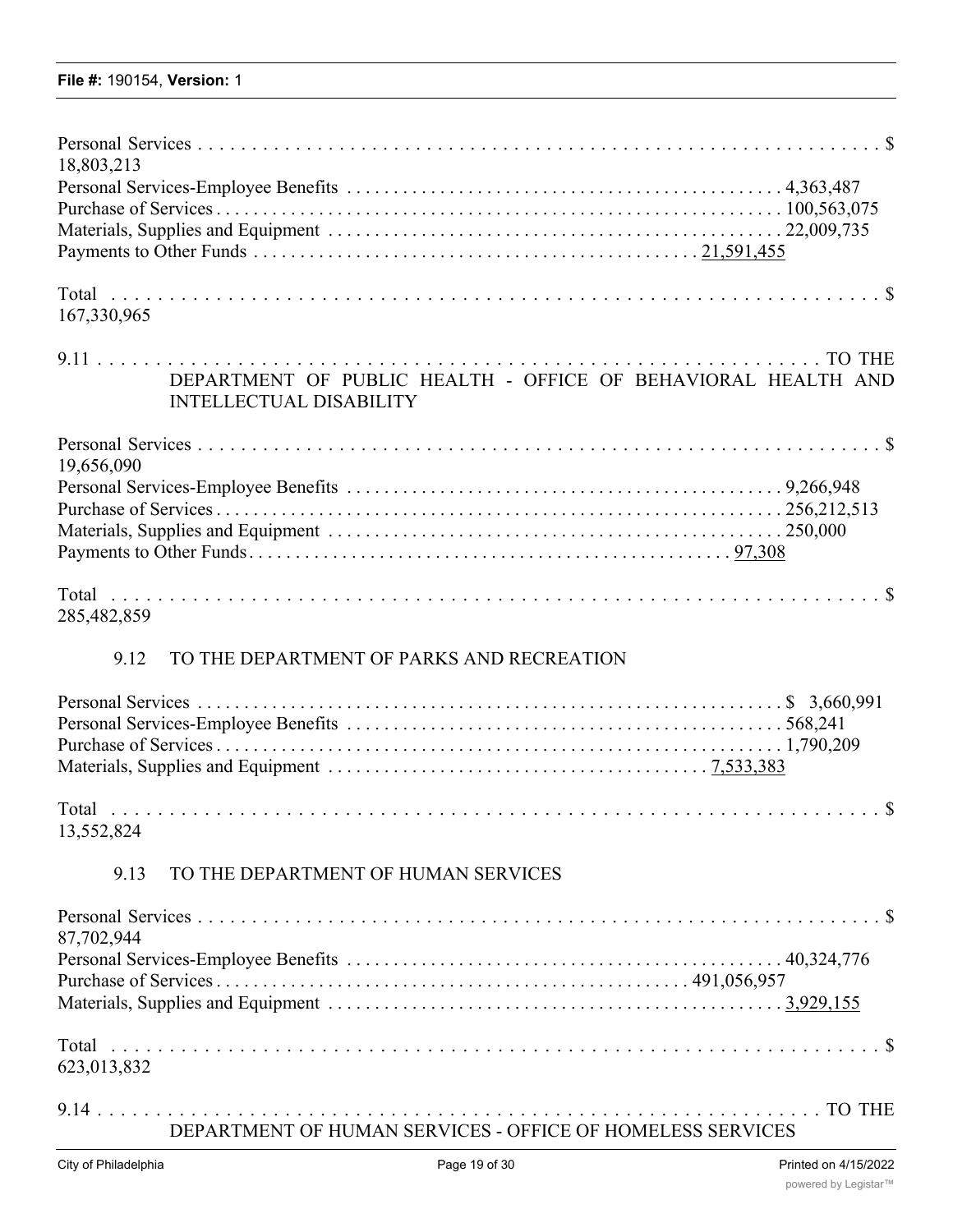Personal Services . . . . . . . . . . . . . . . . . . . . . . . . . . . . . . . . . . . . . . . . . . . . . . . . . . . . . . . . . . . . . . . $ 18,803,213
Personal Services-Employee Benefits . . . . . . . . . . . . . . . . . . . . . . . . . . . . . . . . . . . . . . . . . . . . . 4,363,487
Purchase of Services . . . . . . . . . . . . . . . . . . . . . . . . . . . . . . . . . . . . . . . . . . . . . . . . . . . . . . . . . . . 100,563,075
Materials, Supplies and Equipment . . . . . . . . . . . . . . . . . . . . . . . . . . . . . . . . . . . . . . . . . . . . . . . 22,009,735
Payments to Other Funds . . . . . . . . . . . . . . . . . . . . . . . . . . . . . . . . . . . . . . . . . . . . . . 21,591,455

Total . . . . . . . . . . . . . . . . . . . . . . . . . . . . . . . . . . . . . . . . . . . . . . . . . . . . . . . . . . . . . . . . . . . $ 167,330,965

9.11 . . . . . . . . . . . . . . . . . . . . . . . . . . . . . . . . . . . . . . . . . . . . . . . . . . . . . . . . . . . . . . . . . TO THE DEPARTMENT OF PUBLIC HEALTH - OFFICE OF BEHAVIORAL HEALTH AND INTELLECTUAL DISABILITY

Personal Services . . . . . . . . . . . . . . . . . . . . . . . . . . . . . . . . . . . . . . . . . . . . . . . . . . . . . . . . . . . . . . . $ 19,656,090
Personal Services-Employee Benefits . . . . . . . . . . . . . . . . . . . . . . . . . . . . . . . . . . . . . . . . . . . . . 9,266,948
Purchase of Services . . . . . . . . . . . . . . . . . . . . . . . . . . . . . . . . . . . . . . . . . . . . . . . . . . . . . . . . . . . 256,212,513
Materials, Supplies and Equipment . . . . . . . . . . . . . . . . . . . . . . . . . . . . . . . . . . . . . . . . . . . . . . . 250,000
Payments to Other Funds . . . . . . . . . . . . . . . . . . . . . . . . . . . . . . . . . . . . . . . . . . . . . . . . . 97,308

Total . . . . . . . . . . . . . . . . . . . . . . . . . . . . . . . . . . . . . . . . . . . . . . . . . . . . . . . . . . . . . . . . . . . $ 285,482,859

9.12 TO THE DEPARTMENT OF PARKS AND RECREATION

Personal Services . . . . . . . . . . . . . . . . . . . . . . . . . . . . . . . . . . . . . . . . . . . . . . . . . . . . . . . . . . . . . . . $ 3,660,991
Personal Services-Employee Benefits . . . . . . . . . . . . . . . . . . . . . . . . . . . . . . . . . . . . . . . . . . . . . 568,241
Purchase of Services . . . . . . . . . . . . . . . . . . . . . . . . . . . . . . . . . . . . . . . . . . . . . . . . . . . . . . . . . . . 1,790,209
Materials, Supplies and Equipment . . . . . . . . . . . . . . . . . . . . . . . . . . . . . . . . . . . . . . . 7,533,383

Total . . . . . . . . . . . . . . . . . . . . . . . . . . . . . . . . . . . . . . . . . . . . . . . . . . . . . . . . . . . . . . . . . . . $ 13,552,824

9.13 TO THE DEPARTMENT OF HUMAN SERVICES

Personal Services . . . . . . . . . . . . . . . . . . . . . . . . . . . . . . . . . . . . . . . . . . . . . . . . . . . . . . . . . . . . . . . $ 87,702,944
Personal Services-Employee Benefits . . . . . . . . . . . . . . . . . . . . . . . . . . . . . . . . . . . . . . . . . . . . . 40,324,776
Purchase of Services . . . . . . . . . . . . . . . . . . . . . . . . . . . . . . . . . . . . . . . . . . . . . . . . . 491,056,957
Materials, Supplies and Equipment . . . . . . . . . . . . . . . . . . . . . . . . . . . . . . . . . . . . . . . . . . . . . . . 3,929,155

Total . . . . . . . . . . . . . . . . . . . . . . . . . . . . . . . . . . . . . . . . . . . . . . . . . . . . . . . . . . . . . . . . . . . $ 623,013,832

9.14 . . . . . . . . . . . . . . . . . . . . . . . . . . . . . . . . . . . . . . . . . . . . . . . . . . . . . . . . . . . . . . . . . TO THE DEPARTMENT OF HUMAN SERVICES - OFFICE OF HOMELESS SERVICES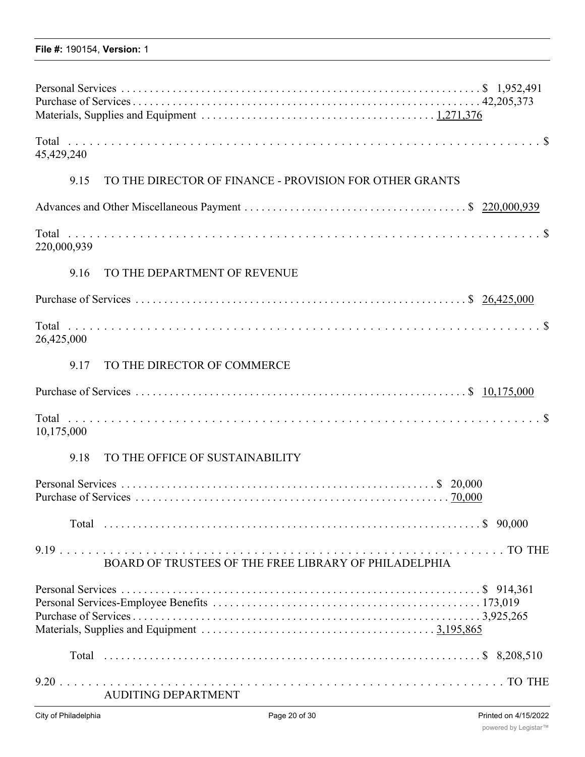Personal Services . . . . . . . . . . . . . . . . . . . . . . . . . . . . . . . . . . . . . . . . . . . . . . . . . . . . . . . . . . . . . . $ 1,952,491
Purchase of Services . . . . . . . . . . . . . . . . . . . . . . . . . . . . . . . . . . . . . . . . . . . . . . . . . . . . . . . . . . . . . 42,205,373
Materials, Supplies and Equipment . . . . . . . . . . . . . . . . . . . . . . . . . . . . . . . . . . . . . . . . 1,271,376

Total . . . . . . . . . . . . . . . . . . . . . . . . . . . . . . . . . . . . . . . . . . . . . . . . . . . . . . . . . . . . . . . . . . . $ 45,429,240

9.15 TO THE DIRECTOR OF FINANCE - PROVISION FOR OTHER GRANTS

Advances and Other Miscellaneous Payment . . . . . . . . . . . . . . . . . . . . . . . . . . . . . . . . . . . . . . . $ 220,000,939

Total . . . . . . . . . . . . . . . . . . . . . . . . . . . . . . . . . . . . . . . . . . . . . . . . . . . . . . . . . . . . . . . . . . . $ 220,000,939

9.16 TO THE DEPARTMENT OF REVENUE

Purchase of Services . . . . . . . . . . . . . . . . . . . . . . . . . . . . . . . . . . . . . . . . . . . . . . . . . . . . . . . . . . $ 26,425,000

Total . . . . . . . . . . . . . . . . . . . . . . . . . . . . . . . . . . . . . . . . . . . . . . . . . . . . . . . . . . . . . . . . . . . $ 26,425,000

9.17 TO THE DIRECTOR OF COMMERCE

Purchase of Services . . . . . . . . . . . . . . . . . . . . . . . . . . . . . . . . . . . . . . . . . . . . . . . . . . . . . . . . . . $ 10,175,000

Total . . . . . . . . . . . . . . . . . . . . . . . . . . . . . . . . . . . . . . . . . . . . . . . . . . . . . . . . . . . . . . . . . . . $ 10,175,000

9.18 TO THE OFFICE OF SUSTAINABILITY

Personal Services . . . . . . . . . . . . . . . . . . . . . . . . . . . . . . . . . . . . . . . . . . . . . . . . . . . . . . . $ 20,000
Purchase of Services . . . . . . . . . . . . . . . . . . . . . . . . . . . . . . . . . . . . . . . . . . . . . . . . . . . . . 70,000

Total . . . . . . . . . . . . . . . . . . . . . . . . . . . . . . . . . . . . . . . . . . . . . . . . . . . . . . . . . . . . . . . . $ 90,000

9.19 . . . . . . . . . . . . . . . . . . . . . . . . . . . . . . . . . . . . . . . . . . . . . . . . . . . . . . . . . . . . . . . . . . TO THE BOARD OF TRUSTEES OF THE FREE LIBRARY OF PHILADELPHIA

Personal Services . . . . . . . . . . . . . . . . . . . . . . . . . . . . . . . . . . . . . . . . . . . . . . . . . . . . . . . . . . . . . . $ 914,361
Personal Services-Employee Benefits . . . . . . . . . . . . . . . . . . . . . . . . . . . . . . . . . . . . . . . . . . . . . . . 173,019
Purchase of Services . . . . . . . . . . . . . . . . . . . . . . . . . . . . . . . . . . . . . . . . . . . . . . . . . . . . . . . . . . . . . 3,925,265
Materials, Supplies and Equipment . . . . . . . . . . . . . . . . . . . . . . . . . . . . . . . . . . . . . . . . 3,195,865

Total . . . . . . . . . . . . . . . . . . . . . . . . . . . . . . . . . . . . . . . . . . . . . . . . . . . . . . . . . . . . . . . . $ 8,208,510

9.20 . . . . . . . . . . . . . . . . . . . . . . . . . . . . . . . . . . . . . . . . . . . . . . . . . . . . . . . . . . . . . . . . . . TO THE AUDITING DEPARTMENT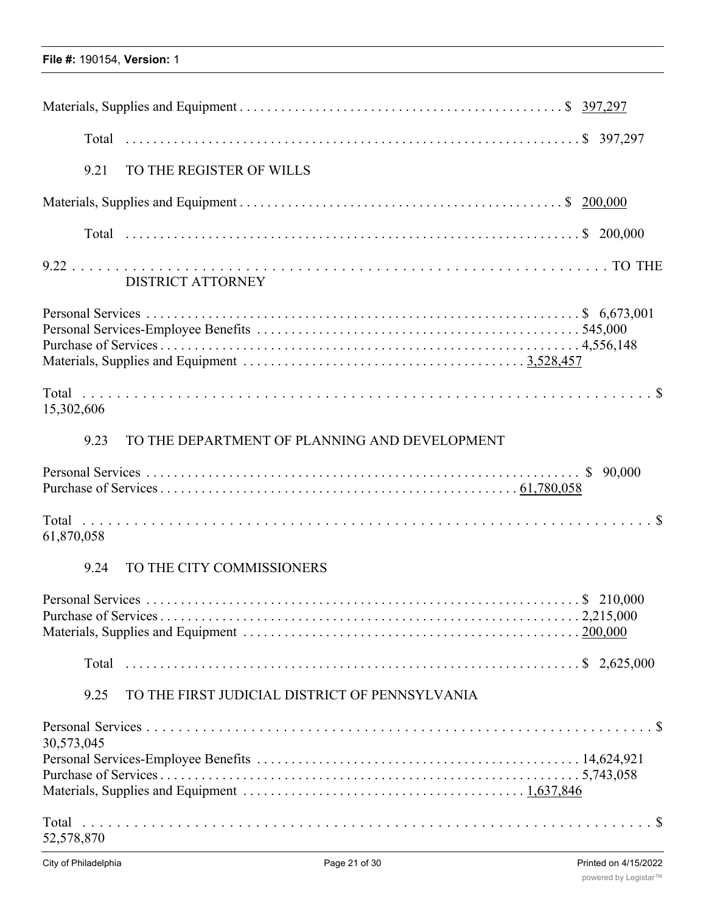Materials, Supplies and Equipment . . . . . . . . . . . . . . . . . . . . . . . . . . . . . . . . . . . . . . . . . . . . . $ 397,297

Total . . . . . . . . . . . . . . . . . . . . . . . . . . . . . . . . . . . . . . . . . . . . . . . . . . . . . . . . . . . . . . . $ 397,297

9.21 TO THE REGISTER OF WILLS

Materials, Supplies and Equipment . . . . . . . . . . . . . . . . . . . . . . . . . . . . . . . . . . . . . . . . . . . . . $ 200,000

Total . . . . . . . . . . . . . . . . . . . . . . . . . . . . . . . . . . . . . . . . . . . . . . . . . . . . . . . . . . . . . . . $ 200,000

9.22 . . . . . . . . . . . . . . . . . . . . . . . . . . . . . . . . . . . . . . . . . . . . . . . . . . . . . . . . . . . . . . . TO THE DISTRICT ATTORNEY

Personal Services . . . . . . . . . . . . . . . . . . . . . . . . . . . . . . . . . . . . . . . . . . . . . . . . . . . . . . . . $ 6,673,001
Personal Services-Employee Benefits . . . . . . . . . . . . . . . . . . . . . . . . . . . . . . . . . . . . . . . . . . . . 545,000
Purchase of Services . . . . . . . . . . . . . . . . . . . . . . . . . . . . . . . . . . . . . . . . . . . . . . . . . . . . . . . 4,556,148
Materials, Supplies and Equipment . . . . . . . . . . . . . . . . . . . . . . . . . . . . . . . . . . . . . . 3,528,457

Total . . . . . . . . . . . . . . . . . . . . . . . . . . . . . . . . . . . . . . . . . . . . . . . . . . . . . . . . . . . . . . . . . . $ 15,302,606

9.23 TO THE DEPARTMENT OF PLANNING AND DEVELOPMENT

Personal Services . . . . . . . . . . . . . . . . . . . . . . . . . . . . . . . . . . . . . . . . . . . . . . . . . . . . . . . . $ 90,000
Purchase of Services . . . . . . . . . . . . . . . . . . . . . . . . . . . . . . . . . . . . . . . . . . . . . . . . . . 61,780,058

Total . . . . . . . . . . . . . . . . . . . . . . . . . . . . . . . . . . . . . . . . . . . . . . . . . . . . . . . . . . . . . . . . . . $ 61,870,058

9.24 TO THE CITY COMMISSIONERS

Personal Services . . . . . . . . . . . . . . . . . . . . . . . . . . . . . . . . . . . . . . . . . . . . . . . . . . . . . . . . $ 210,000
Purchase of Services . . . . . . . . . . . . . . . . . . . . . . . . . . . . . . . . . . . . . . . . . . . . . . . . . . . . . . . 2,215,000
Materials, Supplies and Equipment . . . . . . . . . . . . . . . . . . . . . . . . . . . . . . . . . . . . . . . . . . . . 200,000

Total . . . . . . . . . . . . . . . . . . . . . . . . . . . . . . . . . . . . . . . . . . . . . . . . . . . . . . . . . . . . . . . $ 2,625,000

9.25 TO THE FIRST JUDICIAL DISTRICT OF PENNSYLVANIA

Personal Services . . . . . . . . . . . . . . . . . . . . . . . . . . . . . . . . . . . . . . . . . . . . . . . . . . . . . . . . . . $ 30,573,045
Personal Services-Employee Benefits . . . . . . . . . . . . . . . . . . . . . . . . . . . . . . . . . . . . . . . . . . . . 14,624,921
Purchase of Services . . . . . . . . . . . . . . . . . . . . . . . . . . . . . . . . . . . . . . . . . . . . . . . . . . . . . . . 5,743,058
Materials, Supplies and Equipment . . . . . . . . . . . . . . . . . . . . . . . . . . . . . . . . . . . . . . 1,637,846

Total . . . . . . . . . . . . . . . . . . . . . . . . . . . . . . . . . . . . . . . . . . . . . . . . . . . . . . . . . . . . . . . . . . $ 52,578,870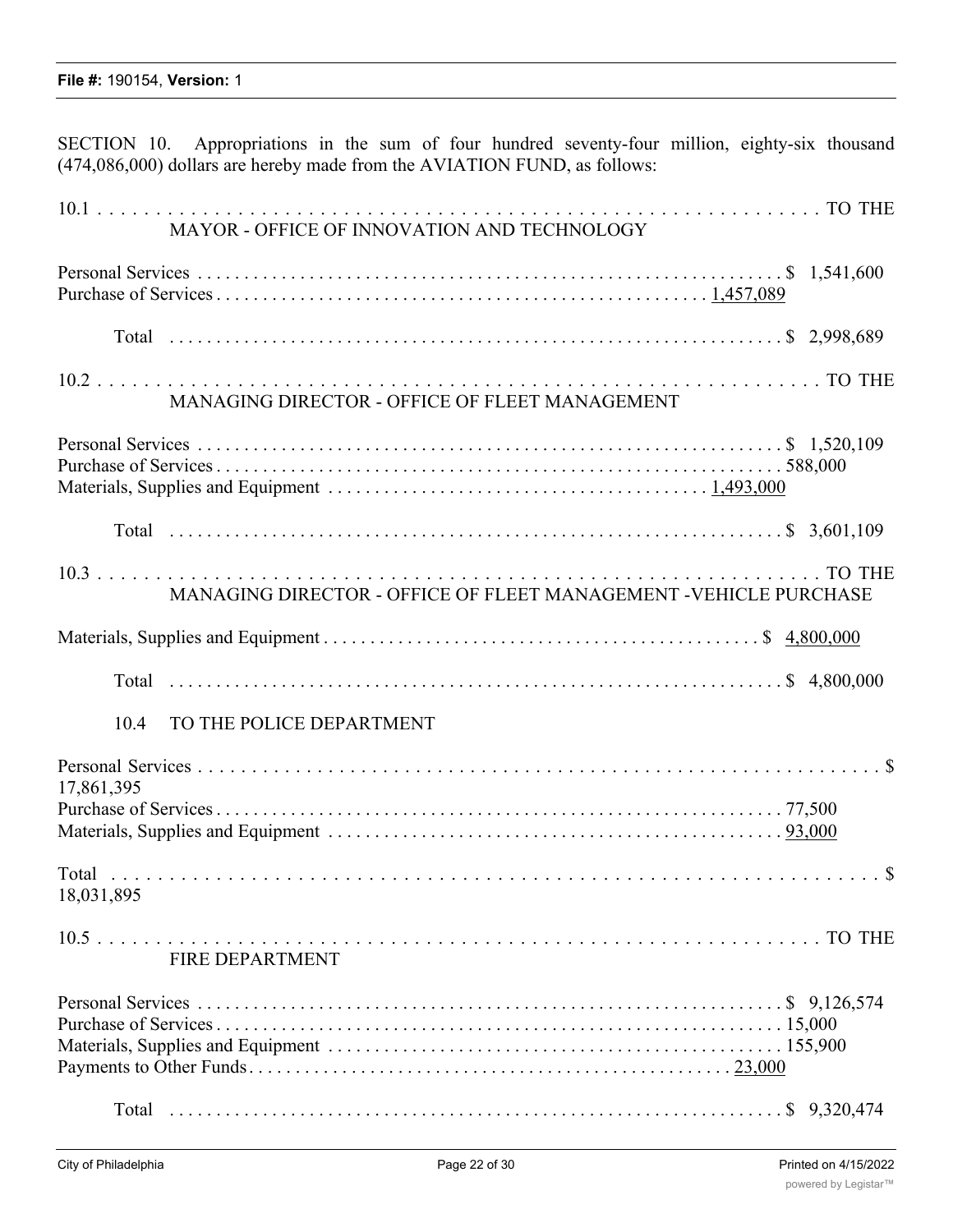SECTION 10. Appropriations in the sum of four hundred seventy-four million, eighty-six thousand (474,086,000) dollars are hereby made from the AVIATION FUND, as follows:

10.1 . . . . . . . . . . . . . . . . . . . . . . . . . . . . . . . . . . . . . . . . . . . . . . . . . . . . . . . . . . . . TO THE
MAYOR - OFFICE OF INNOVATION AND TECHNOLOGY

| | |
|---|---|
| Personal Services | $ 1,541,600 |
| Purchase of Services | 1,457,089 |
| Total | $ 2,998,689 |

10.2 . . . . . . . . . . . . . . . . . . . . . . . . . . . . . . . . . . . . . . . . . . . . . . . . . . . . . . . . . . . . TO THE
MANAGING DIRECTOR - OFFICE OF FLEET MANAGEMENT

| | |
|---|---|
| Personal Services | $ 1,520,109 |
| Purchase of Services | 588,000 |
| Materials, Supplies and Equipment | 1,493,000 |
| Total | $ 3,601,109 |

10.3 . . . . . . . . . . . . . . . . . . . . . . . . . . . . . . . . . . . . . . . . . . . . . . . . . . . . . . . . . . . . TO THE
MANAGING DIRECTOR - OFFICE OF FLEET MANAGEMENT -VEHICLE PURCHASE

| | |
|---|---|
| Materials, Supplies and Equipment | $ 4,800,000 |
| Total | $ 4,800,000 |

10.4 TO THE POLICE DEPARTMENT

| | |
|---|---|
| Personal Services | $ 17,861,395 |
| Purchase of Services | 77,500 |
| Materials, Supplies and Equipment | 93,000 |
| Total | $ 18,031,895 |

10.5 . . . . . . . . . . . . . . . . . . . . . . . . . . . . . . . . . . . . . . . . . . . . . . . . . . . . . . . . . . . . TO THE
FIRE DEPARTMENT

| | |
|---|---|
| Personal Services | $ 9,126,574 |
| Purchase of Services | 15,000 |
| Materials, Supplies and Equipment | 155,900 |
| Payments to Other Funds | 23,000 |
| Total | $ 9,320,474 |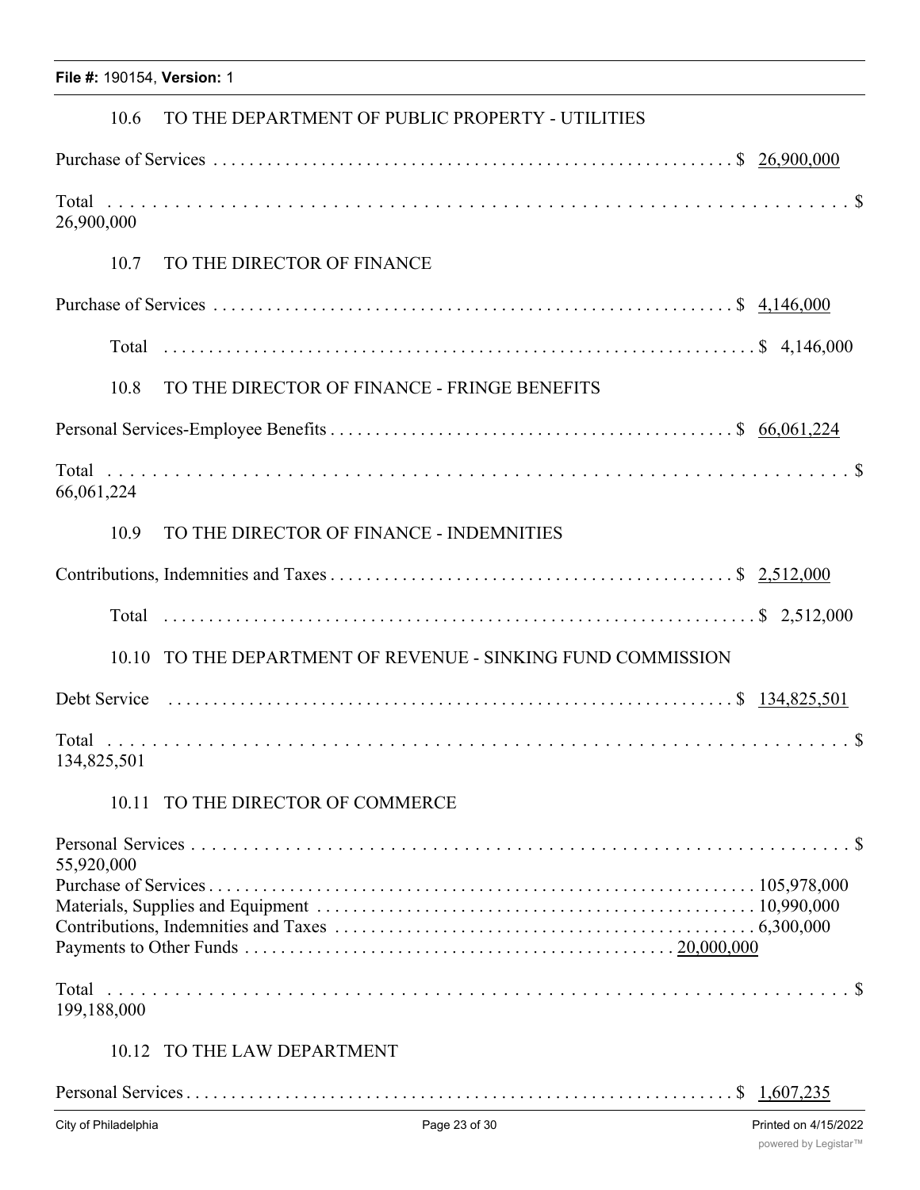10.6 TO THE DEPARTMENT OF PUBLIC PROPERTY - UTILITIES

Purchase of Services . . . . . . . . . . . . . . . . . . . . . . . . . . . . . . . . . . . . . . . . . . . . . . . . . . . . . . . . $ 26,900,000

Total . . . . . . . . . . . . . . . . . . . . . . . . . . . . . . . . . . . . . . . . . . . . . . . . . . . . . . . . . . . . . . . . . $ 26,900,000

10.7 TO THE DIRECTOR OF FINANCE

Purchase of Services . . . . . . . . . . . . . . . . . . . . . . . . . . . . . . . . . . . . . . . . . . . . . . . . . . . . . . . . $ 4,146,000

Total . . . . . . . . . . . . . . . . . . . . . . . . . . . . . . . . . . . . . . . . . . . . . . . . . . . . . . . . . . . . . . . . . $ 4,146,000

10.8 TO THE DIRECTOR OF FINANCE - FRINGE BENEFITS

Personal Services-Employee Benefits . . . . . . . . . . . . . . . . . . . . . . . . . . . . . . . . . . . . . . . . . . . . $ 66,061,224

Total . . . . . . . . . . . . . . . . . . . . . . . . . . . . . . . . . . . . . . . . . . . . . . . . . . . . . . . . . . . . . . . . . $ 66,061,224

10.9 TO THE DIRECTOR OF FINANCE - INDEMNITIES

Contributions, Indemnities and Taxes . . . . . . . . . . . . . . . . . . . . . . . . . . . . . . . . . . . . . . . . . . . . $ 2,512,000

Total . . . . . . . . . . . . . . . . . . . . . . . . . . . . . . . . . . . . . . . . . . . . . . . . . . . . . . . . . . . . . . . . . $ 2,512,000

10.10 TO THE DEPARTMENT OF REVENUE - SINKING FUND COMMISSION

Debt Service . . . . . . . . . . . . . . . . . . . . . . . . . . . . . . . . . . . . . . . . . . . . . . . . . . . . . . . . . . . $ 134,825,501

Total . . . . . . . . . . . . . . . . . . . . . . . . . . . . . . . . . . . . . . . . . . . . . . . . . . . . . . . . . . . . . . . . . $ 134,825,501

10.11 TO THE DIRECTOR OF COMMERCE

Personal Services . . . . . . . . . . . . . . . . . . . . . . . . . . . . . . . . . . . . . . . . . . . . . . . . . . . . . . . . . . $ 55,920,000
Purchase of Services . . . . . . . . . . . . . . . . . . . . . . . . . . . . . . . . . . . . . . . . . . . . . . . . . . . . . . . . . 105,978,000
Materials, Supplies and Equipment . . . . . . . . . . . . . . . . . . . . . . . . . . . . . . . . . . . . . . . . . . . . . . . 10,990,000
Contributions, Indemnities and Taxes . . . . . . . . . . . . . . . . . . . . . . . . . . . . . . . . . . . . . . . . . . . . . 6,300,000
Payments to Other Funds . . . . . . . . . . . . . . . . . . . . . . . . . . . . . . . . . . . . . . . . . . . . . . . . 20,000,000

Total . . . . . . . . . . . . . . . . . . . . . . . . . . . . . . . . . . . . . . . . . . . . . . . . . . . . . . . . . . . . . . . . . $ 199,188,000

10.12 TO THE LAW DEPARTMENT

Personal Services . . . . . . . . . . . . . . . . . . . . . . . . . . . . . . . . . . . . . . . . . . . . . . . . . . . . . . . . . . $ 1,607,235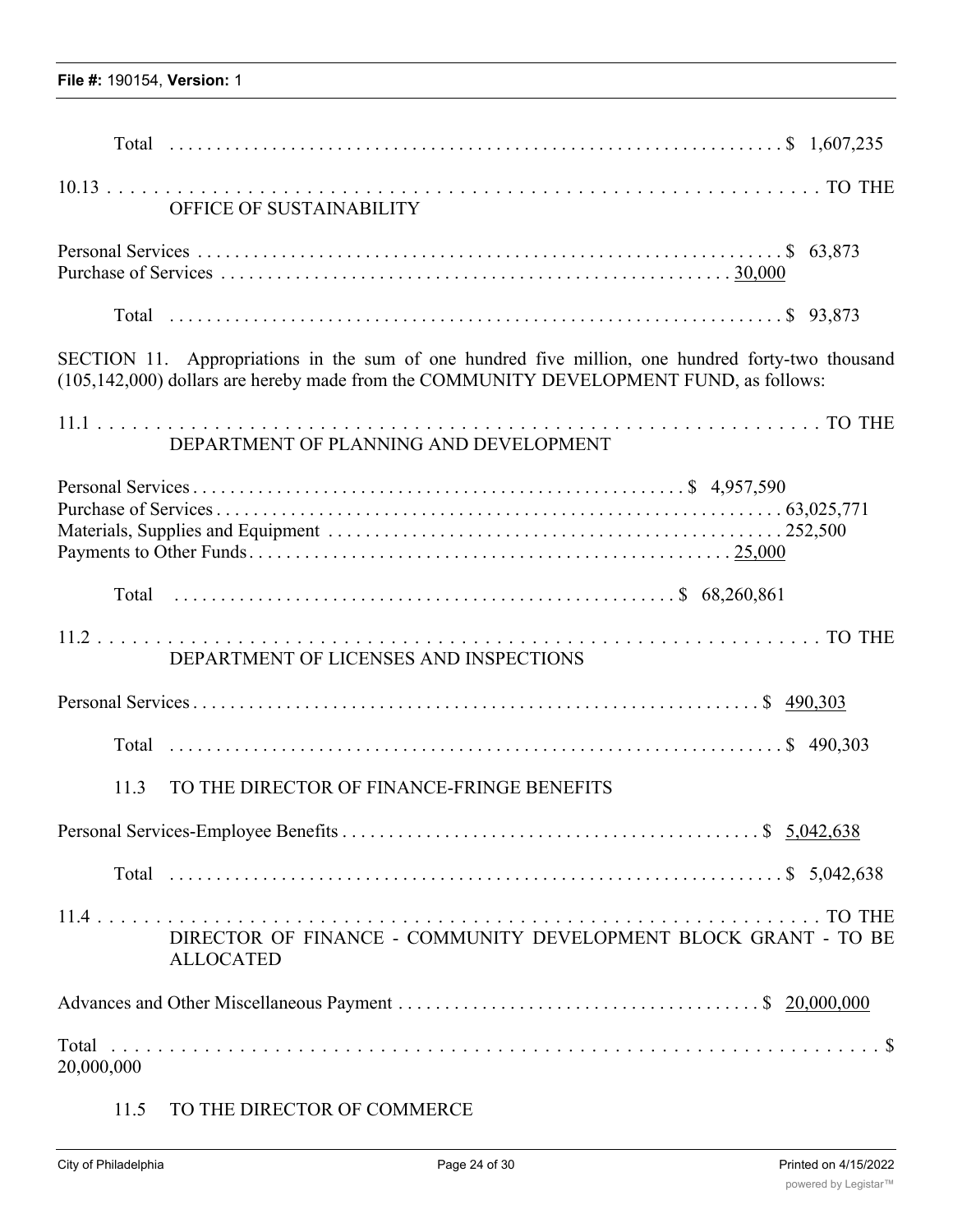Total . . . . . . . . . . . . . . . . . . . . . . . . . . . . . . . . . . . . . . . . . . . . . . . . . . . . . . . . . . . . . . . . $ 1,607,235

10.13 . . . . . . . . . . . . . . . . . . . . . . . . . . . . . . . . . . . . . . . . . . . . . . . . . . . . . . . . . . . . . . . . TO THE
OFFICE OF SUSTAINABILITY

Personal Services . . . . . . . . . . . . . . . . . . . . . . . . . . . . . . . . . . . . . . . . . . . . . . . . . . . . . . . . . . . . $ 63,873
Purchase of Services . . . . . . . . . . . . . . . . . . . . . . . . . . . . . . . . . . . . . . . . . . . . . . . . . . . . . . 30,000

Total . . . . . . . . . . . . . . . . . . . . . . . . . . . . . . . . . . . . . . . . . . . . . . . . . . . . . . . . . . . . . . . . $ 93,873

SECTION 11. Appropriations in the sum of one hundred five million, one hundred forty-two thousand (105,142,000) dollars are hereby made from the COMMUNITY DEVELOPMENT FUND, as follows:

11.1 . . . . . . . . . . . . . . . . . . . . . . . . . . . . . . . . . . . . . . . . . . . . . . . . . . . . . . . . . . . . . . . . TO THE
DEPARTMENT OF PLANNING AND DEVELOPMENT

Personal Services . . . . . . . . . . . . . . . . . . . . . . . . . . . . . . . . . . . . . . . . . . . . . . . . . . . . $ 4,957,590
Purchase of Services . . . . . . . . . . . . . . . . . . . . . . . . . . . . . . . . . . . . . . . . . . . . . . . . . . . . . . . . . . . 63,025,771
Materials, Supplies and Equipment . . . . . . . . . . . . . . . . . . . . . . . . . . . . . . . . . . . . . . . . . . . . . . . . 252,500
Payments to Other Funds . . . . . . . . . . . . . . . . . . . . . . . . . . . . . . . . . . . . . . . . . . . . . . . . . . . 25,000

Total . . . . . . . . . . . . . . . . . . . . . . . . . . . . . . . . . . . . . . . . . . . . . . . . . . . . $ 68,260,861

11.2 . . . . . . . . . . . . . . . . . . . . . . . . . . . . . . . . . . . . . . . . . . . . . . . . . . . . . . . . . . . . . . . . TO THE
DEPARTMENT OF LICENSES AND INSPECTIONS

Personal Services . . . . . . . . . . . . . . . . . . . . . . . . . . . . . . . . . . . . . . . . . . . . . . . . . . . . . . . . . . . . $ 490,303

Total . . . . . . . . . . . . . . . . . . . . . . . . . . . . . . . . . . . . . . . . . . . . . . . . . . . . . . . . . . . . . . . . $ 490,303

11.3 TO THE DIRECTOR OF FINANCE-FRINGE BENEFITS

Personal Services-Employee Benefits . . . . . . . . . . . . . . . . . . . . . . . . . . . . . . . . . . . . . . . . . . . . $ 5,042,638

Total . . . . . . . . . . . . . . . . . . . . . . . . . . . . . . . . . . . . . . . . . . . . . . . . . . . . . . . . . . . . . . . . $ 5,042,638

11.4 . . . . . . . . . . . . . . . . . . . . . . . . . . . . . . . . . . . . . . . . . . . . . . . . . . . . . . . . . . . . . . . . TO THE
DIRECTOR OF FINANCE - COMMUNITY DEVELOPMENT BLOCK GRANT - TO BE ALLOCATED

Advances and Other Miscellaneous Payment . . . . . . . . . . . . . . . . . . . . . . . . . . . . . . . . . . . . . . $ 20,000,000

Total . . . . . . . . . . . . . . . . . . . . . . . . . . . . . . . . . . . . . . . . . . . . . . . . . . . . . . . . . . . . . . . . . . $ 20,000,000

11.5 TO THE DIRECTOR OF COMMERCE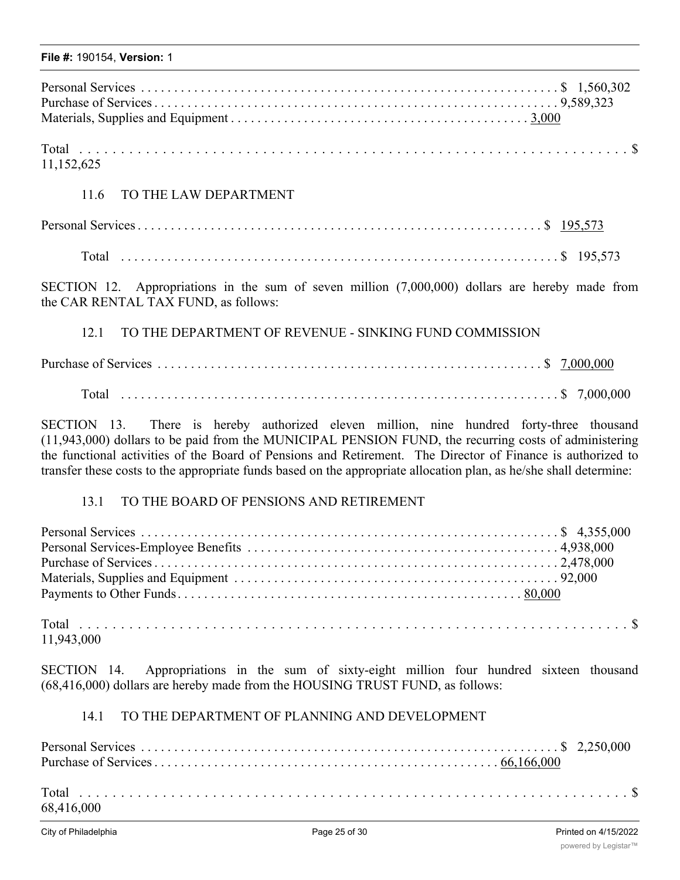Personal Services . . . . . . . . . . . . . . . . . . . . . . . . . . . . . . . . . . . . . . . . . . . . . . . . . . . . . . . . . . . . $ 1,560,302
Purchase of Services . . . . . . . . . . . . . . . . . . . . . . . . . . . . . . . . . . . . . . . . . . . . . . . . . . . . . . . . . . . . 9,589,323
Materials, Supplies and Equipment . . . . . . . . . . . . . . . . . . . . . . . . . . . . . . . . . . . . . . . . . . . . 3,000

Total . . . . . . . . . . . . . . . . . . . . . . . . . . . . . . . . . . . . . . . . . . . . . . . . . . . . . . . . . . . . . . . . . . . $ 11,152,625

11.6 TO THE LAW DEPARTMENT

Personal Services . . . . . . . . . . . . . . . . . . . . . . . . . . . . . . . . . . . . . . . . . . . . . . . . . . . . . . . . . . . . $ 195,573

Total . . . . . . . . . . . . . . . . . . . . . . . . . . . . . . . . . . . . . . . . . . . . . . . . . . . . . . . . . . . . . . . . . . . $ 195,573

SECTION 12. Appropriations in the sum of seven million (7,000,000) dollars are hereby made from the CAR RENTAL TAX FUND, as follows:

12.1 TO THE DEPARTMENT OF REVENUE - SINKING FUND COMMISSION

Purchase of Services . . . . . . . . . . . . . . . . . . . . . . . . . . . . . . . . . . . . . . . . . . . . . . . . . . . . . . . . . $ 7,000,000

Total . . . . . . . . . . . . . . . . . . . . . . . . . . . . . . . . . . . . . . . . . . . . . . . . . . . . . . . . . . . . . . . . . . . $ 7,000,000

SECTION 13. There is hereby authorized eleven million, nine hundred forty-three thousand (11,943,000) dollars to be paid from the MUNICIPAL PENSION FUND, the recurring costs of administering the functional activities of the Board of Pensions and Retirement. The Director of Finance is authorized to transfer these costs to the appropriate funds based on the appropriate allocation plan, as he/she shall determine:

13.1 TO THE BOARD OF PENSIONS AND RETIREMENT

Personal Services . . . . . . . . . . . . . . . . . . . . . . . . . . . . . . . . . . . . . . . . . . . . . . . . . . . . . . . . . . . . $ 4,355,000
Personal Services-Employee Benefits . . . . . . . . . . . . . . . . . . . . . . . . . . . . . . . . . . . . . . . . . . . . . . . 4,938,000
Purchase of Services . . . . . . . . . . . . . . . . . . . . . . . . . . . . . . . . . . . . . . . . . . . . . . . . . . . . . . . . . . . . 2,478,000
Materials, Supplies and Equipment . . . . . . . . . . . . . . . . . . . . . . . . . . . . . . . . . . . . . . . . . . . . . . . . . 92,000
Payments to Other Funds . . . . . . . . . . . . . . . . . . . . . . . . . . . . . . . . . . . . . . . . . . . . . . . . . . . . 80,000

Total . . . . . . . . . . . . . . . . . . . . . . . . . . . . . . . . . . . . . . . . . . . . . . . . . . . . . . . . . . . . . . . . . . . $ 11,943,000

SECTION 14. Appropriations in the sum of sixty-eight million four hundred sixteen thousand (68,416,000) dollars are hereby made from the HOUSING TRUST FUND, as follows:

14.1 TO THE DEPARTMENT OF PLANNING AND DEVELOPMENT

Personal Services . . . . . . . . . . . . . . . . . . . . . . . . . . . . . . . . . . . . . . . . . . . . . . . . . . . . . . . . . . . . $ 2,250,000
Purchase of Services . . . . . . . . . . . . . . . . . . . . . . . . . . . . . . . . . . . . . . . . . . . . . . . . . . . 66,166,000

Total . . . . . . . . . . . . . . . . . . . . . . . . . . . . . . . . . . . . . . . . . . . . . . . . . . . . . . . . . . . . . . . . . . . $ 68,416,000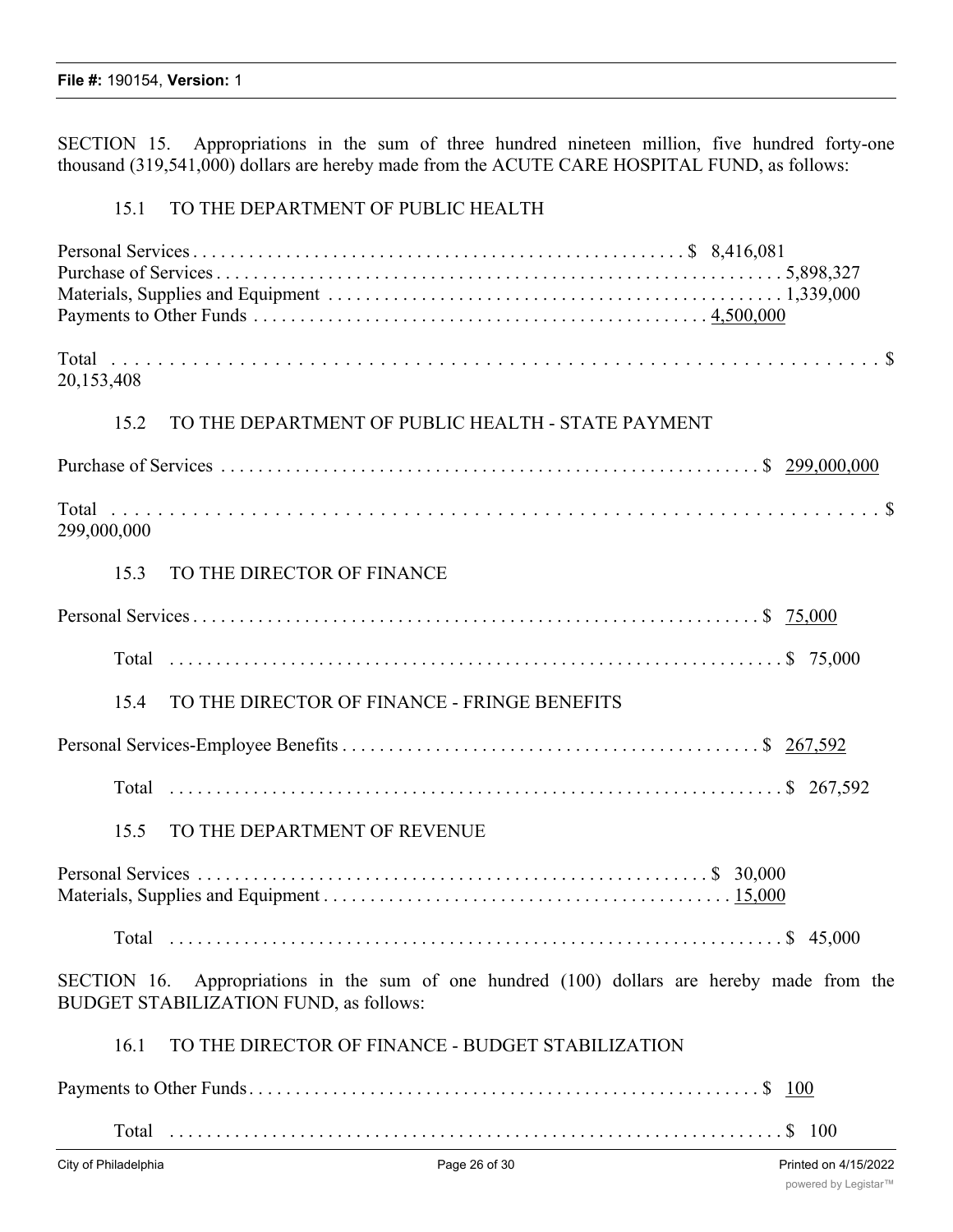SECTION 15. Appropriations in the sum of three hundred nineteen million, five hundred forty-one thousand (319,541,000) dollars are hereby made from the ACUTE CARE HOSPITAL FUND, as follows:

15.1 TO THE DEPARTMENT OF PUBLIC HEALTH

| | | |
|---|---|---|
| Personal Services | $ 8,416,081 | |
| Purchase of Services | 5,898,327 | |
| Materials, Supplies and Equipment | 1,339,000 | |
| Payments to Other Funds | 4,500,000 | |
| Total | | $ 20,153,408 |

15.2 TO THE DEPARTMENT OF PUBLIC HEALTH - STATE PAYMENT

| | | |
|---|---|---|
| Purchase of Services | $ 299,000,000 | |
| Total | | $ 299,000,000 |

15.3 TO THE DIRECTOR OF FINANCE

| | | |
|---|---|---|
| Personal Services | $ 75,000 | |
| Total | | $ 75,000 |

15.4 TO THE DIRECTOR OF FINANCE - FRINGE BENEFITS

| | | |
|---|---|---|
| Personal Services-Employee Benefits | $ 267,592 | |
| Total | | $ 267,592 |

15.5 TO THE DEPARTMENT OF REVENUE

| | | |
|---|---|---|
| Personal Services | $ 30,000 | |
| Materials, Supplies and Equipment | 15,000 | |
| Total | | $ 45,000 |

SECTION 16. Appropriations in the sum of one hundred (100) dollars are hereby made from the BUDGET STABILIZATION FUND, as follows:

16.1 TO THE DIRECTOR OF FINANCE - BUDGET STABILIZATION

| | | |
|---|---|---|
| Payments to Other Funds | $ 100 | |
| Total | | $ 100 |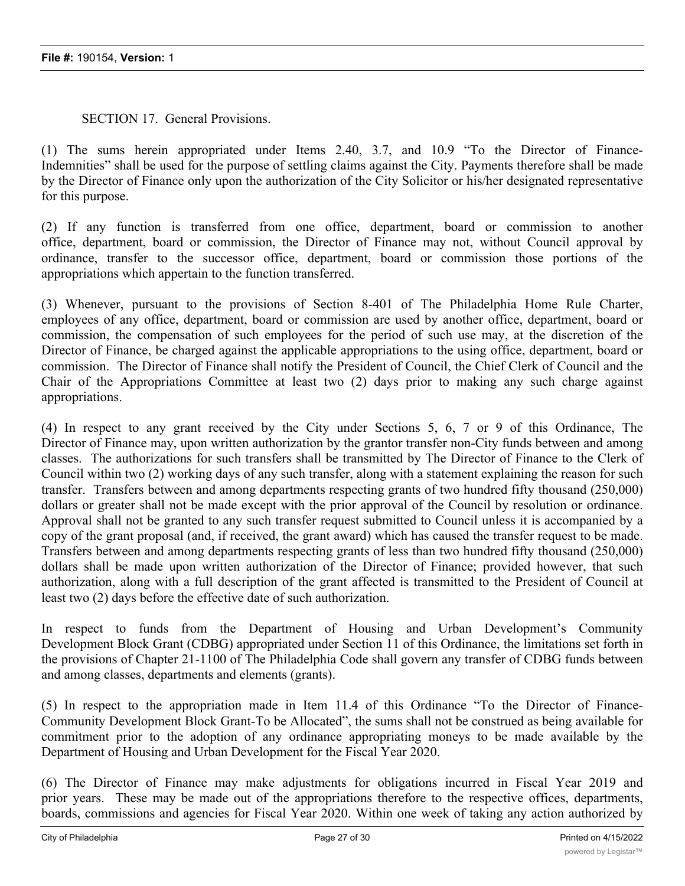SECTION 17. General Provisions.

(1) The sums herein appropriated under Items 2.40, 3.7, and 10.9 "To the Director of Finance-Indemnities" shall be used for the purpose of settling claims against the City. Payments therefore shall be made by the Director of Finance only upon the authorization of the City Solicitor or his/her designated representative for this purpose.

(2) If any function is transferred from one office, department, board or commission to another office, department, board or commission, the Director of Finance may not, without Council approval by ordinance, transfer to the successor office, department, board or commission those portions of the appropriations which appertain to the function transferred.

(3) Whenever, pursuant to the provisions of Section 8-401 of The Philadelphia Home Rule Charter, employees of any office, department, board or commission are used by another office, department, board or commission, the compensation of such employees for the period of such use may, at the discretion of the Director of Finance, be charged against the applicable appropriations to the using office, department, board or commission. The Director of Finance shall notify the President of Council, the Chief Clerk of Council and the Chair of the Appropriations Committee at least two (2) days prior to making any such charge against appropriations.

(4) In respect to any grant received by the City under Sections 5, 6, 7 or 9 of this Ordinance, The Director of Finance may, upon written authorization by the grantor transfer non-City funds between and among classes. The authorizations for such transfers shall be transmitted by The Director of Finance to the Clerk of Council within two (2) working days of any such transfer, along with a statement explaining the reason for such transfer. Transfers between and among departments respecting grants of two hundred fifty thousand (250,000) dollars or greater shall not be made except with the prior approval of the Council by resolution or ordinance. Approval shall not be granted to any such transfer request submitted to Council unless it is accompanied by a copy of the grant proposal (and, if received, the grant award) which has caused the transfer request to be made. Transfers between and among departments respecting grants of less than two hundred fifty thousand (250,000) dollars shall be made upon written authorization of the Director of Finance; provided however, that such authorization, along with a full description of the grant affected is transmitted to the President of Council at least two (2) days before the effective date of such authorization.

In respect to funds from the Department of Housing and Urban Development's Community Development Block Grant (CDBG) appropriated under Section 11 of this Ordinance, the limitations set forth in the provisions of Chapter 21-1100 of The Philadelphia Code shall govern any transfer of CDBG funds between and among classes, departments and elements (grants).

(5) In respect to the appropriation made in Item 11.4 of this Ordinance "To the Director of Finance-Community Development Block Grant-To be Allocated", the sums shall not be construed as being available for commitment prior to the adoption of any ordinance appropriating moneys to be made available by the Department of Housing and Urban Development for the Fiscal Year 2020.

(6) The Director of Finance may make adjustments for obligations incurred in Fiscal Year 2019 and prior years. These may be made out of the appropriations therefore to the respective offices, departments, boards, commissions and agencies for Fiscal Year 2020. Within one week of taking any action authorized by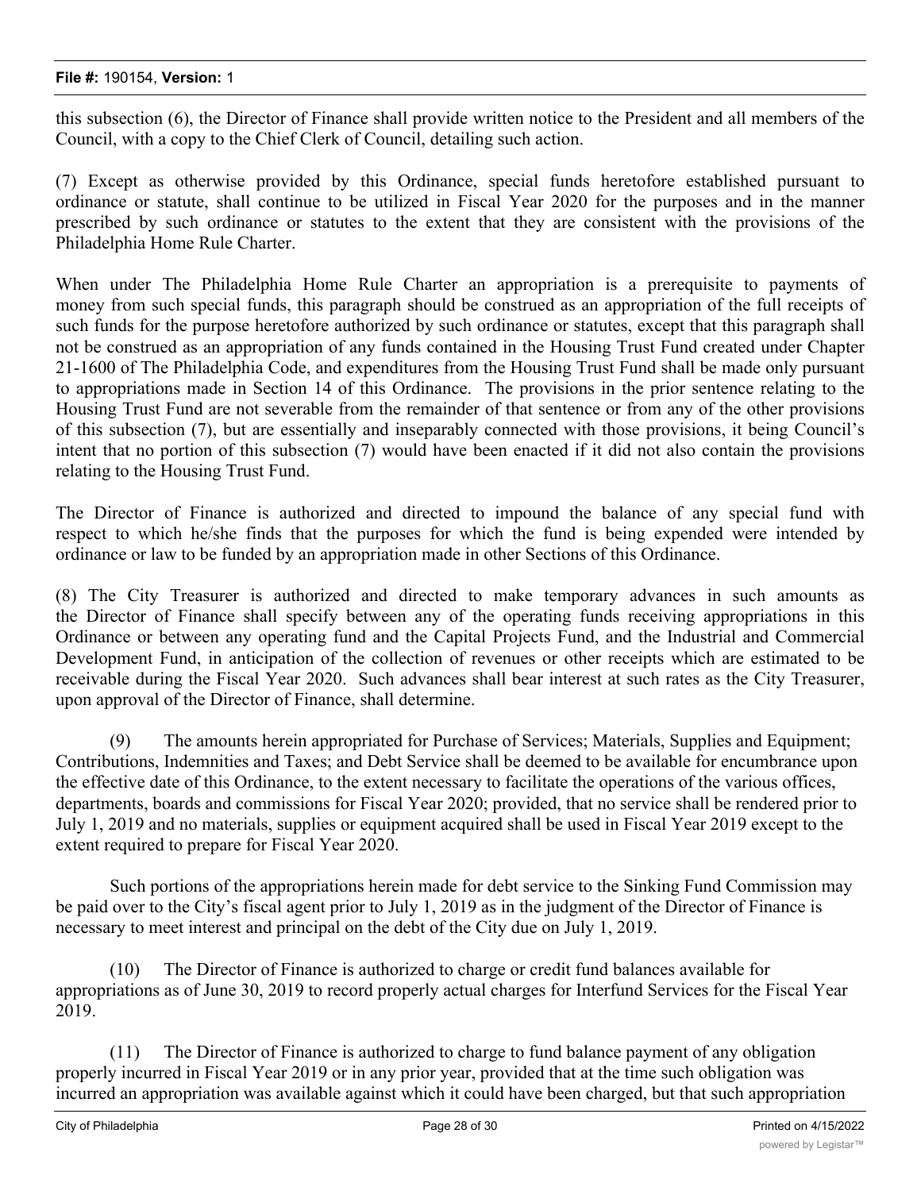this subsection (6), the Director of Finance shall provide written notice to the President and all members of the Council, with a copy to the Chief Clerk of Council, detailing such action.

(7) Except as otherwise provided by this Ordinance, special funds heretofore established pursuant to ordinance or statute, shall continue to be utilized in Fiscal Year 2020 for the purposes and in the manner prescribed by such ordinance or statutes to the extent that they are consistent with the provisions of the Philadelphia Home Rule Charter.

When under The Philadelphia Home Rule Charter an appropriation is a prerequisite to payments of money from such special funds, this paragraph should be construed as an appropriation of the full receipts of such funds for the purpose heretofore authorized by such ordinance or statutes, except that this paragraph shall not be construed as an appropriation of any funds contained in the Housing Trust Fund created under Chapter 21-1600 of The Philadelphia Code, and expenditures from the Housing Trust Fund shall be made only pursuant to appropriations made in Section 14 of this Ordinance. The provisions in the prior sentence relating to the Housing Trust Fund are not severable from the remainder of that sentence or from any of the other provisions of this subsection (7), but are essentially and inseparably connected with those provisions, it being Council's intent that no portion of this subsection (7) would have been enacted if it did not also contain the provisions relating to the Housing Trust Fund.

The Director of Finance is authorized and directed to impound the balance of any special fund with respect to which he/she finds that the purposes for which the fund is being expended were intended by ordinance or law to be funded by an appropriation made in other Sections of this Ordinance.

(8) The City Treasurer is authorized and directed to make temporary advances in such amounts as the Director of Finance shall specify between any of the operating funds receiving appropriations in this Ordinance or between any operating fund and the Capital Projects Fund, and the Industrial and Commercial Development Fund, in anticipation of the collection of revenues or other receipts which are estimated to be receivable during the Fiscal Year 2020. Such advances shall bear interest at such rates as the City Treasurer, upon approval of the Director of Finance, shall determine.

(9) The amounts herein appropriated for Purchase of Services; Materials, Supplies and Equipment; Contributions, Indemnities and Taxes; and Debt Service shall be deemed to be available for encumbrance upon the effective date of this Ordinance, to the extent necessary to facilitate the operations of the various offices, departments, boards and commissions for Fiscal Year 2020; provided, that no service shall be rendered prior to July 1, 2019 and no materials, supplies or equipment acquired shall be used in Fiscal Year 2019 except to the extent required to prepare for Fiscal Year 2020.

Such portions of the appropriations herein made for debt service to the Sinking Fund Commission may be paid over to the City's fiscal agent prior to July 1, 2019 as in the judgment of the Director of Finance is necessary to meet interest and principal on the debt of the City due on July 1, 2019.

(10) The Director of Finance is authorized to charge or credit fund balances available for appropriations as of June 30, 2019 to record properly actual charges for Interfund Services for the Fiscal Year 2019.

(11) The Director of Finance is authorized to charge to fund balance payment of any obligation properly incurred in Fiscal Year 2019 or in any prior year, provided that at the time such obligation was incurred an appropriation was available against which it could have been charged, but that such appropriation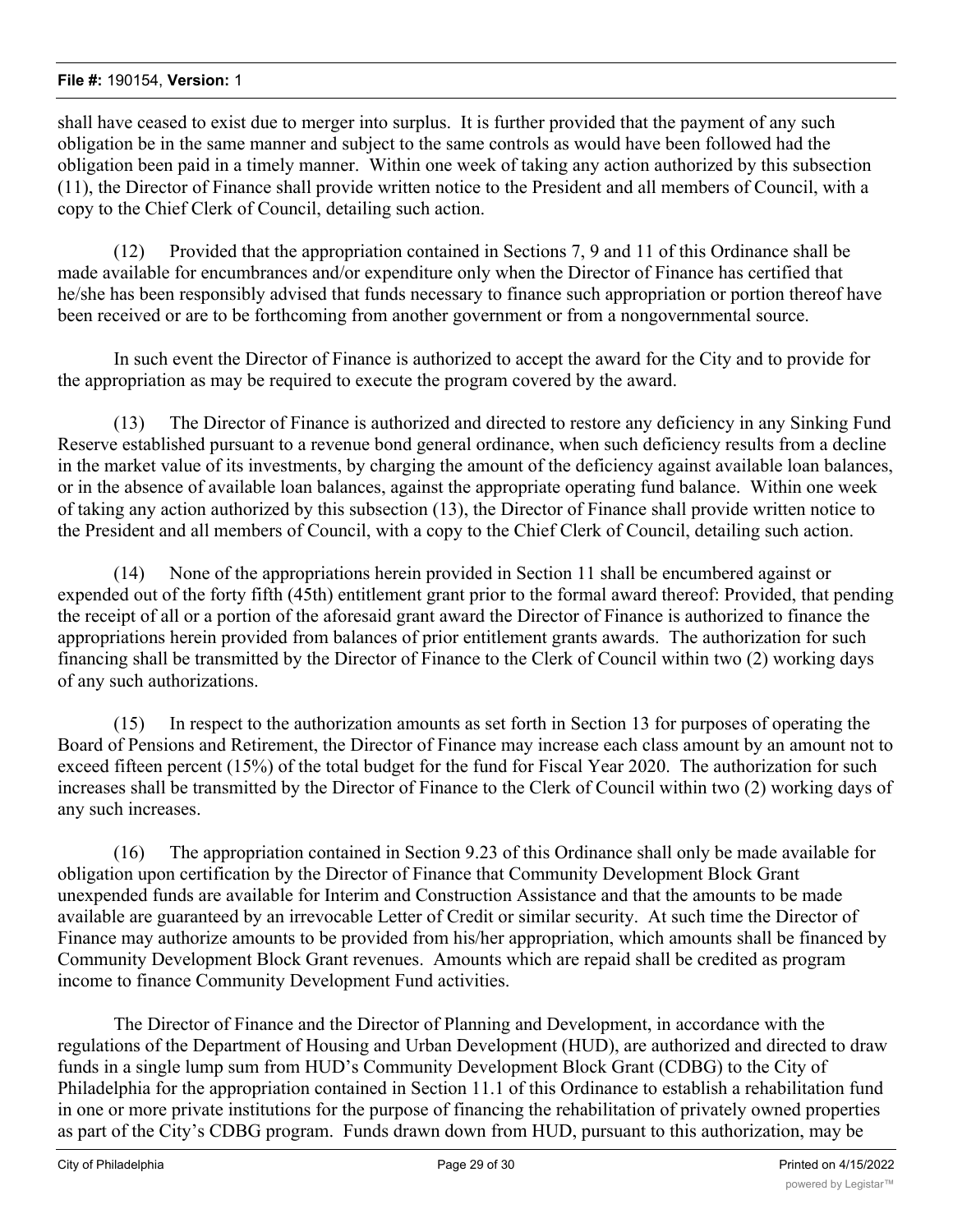shall have ceased to exist due to merger into surplus. It is further provided that the payment of any such obligation be in the same manner and subject to the same controls as would have been followed had the obligation been paid in a timely manner. Within one week of taking any action authorized by this subsection (11), the Director of Finance shall provide written notice to the President and all members of Council, with a copy to the Chief Clerk of Council, detailing such action.

(12) Provided that the appropriation contained in Sections 7, 9 and 11 of this Ordinance shall be made available for encumbrances and/or expenditure only when the Director of Finance has certified that he/she has been responsibly advised that funds necessary to finance such appropriation or portion thereof have been received or are to be forthcoming from another government or from a nongovernmental source.

In such event the Director of Finance is authorized to accept the award for the City and to provide for the appropriation as may be required to execute the program covered by the award.

(13) The Director of Finance is authorized and directed to restore any deficiency in any Sinking Fund Reserve established pursuant to a revenue bond general ordinance, when such deficiency results from a decline in the market value of its investments, by charging the amount of the deficiency against available loan balances, or in the absence of available loan balances, against the appropriate operating fund balance. Within one week of taking any action authorized by this subsection (13), the Director of Finance shall provide written notice to the President and all members of Council, with a copy to the Chief Clerk of Council, detailing such action.

(14) None of the appropriations herein provided in Section 11 shall be encumbered against or expended out of the forty fifth (45th) entitlement grant prior to the formal award thereof: Provided, that pending the receipt of all or a portion of the aforesaid grant award the Director of Finance is authorized to finance the appropriations herein provided from balances of prior entitlement grants awards. The authorization for such financing shall be transmitted by the Director of Finance to the Clerk of Council within two (2) working days of any such authorizations.

(15) In respect to the authorization amounts as set forth in Section 13 for purposes of operating the Board of Pensions and Retirement, the Director of Finance may increase each class amount by an amount not to exceed fifteen percent (15%) of the total budget for the fund for Fiscal Year 2020. The authorization for such increases shall be transmitted by the Director of Finance to the Clerk of Council within two (2) working days of any such increases.

(16) The appropriation contained in Section 9.23 of this Ordinance shall only be made available for obligation upon certification by the Director of Finance that Community Development Block Grant unexpended funds are available for Interim and Construction Assistance and that the amounts to be made available are guaranteed by an irrevocable Letter of Credit or similar security. At such time the Director of Finance may authorize amounts to be provided from his/her appropriation, which amounts shall be financed by Community Development Block Grant revenues. Amounts which are repaid shall be credited as program income to finance Community Development Fund activities.

The Director of Finance and the Director of Planning and Development, in accordance with the regulations of the Department of Housing and Urban Development (HUD), are authorized and directed to draw funds in a single lump sum from HUD's Community Development Block Grant (CDBG) to the City of Philadelphia for the appropriation contained in Section 11.1 of this Ordinance to establish a rehabilitation fund in one or more private institutions for the purpose of financing the rehabilitation of privately owned properties as part of the City's CDBG program. Funds drawn down from HUD, pursuant to this authorization, may be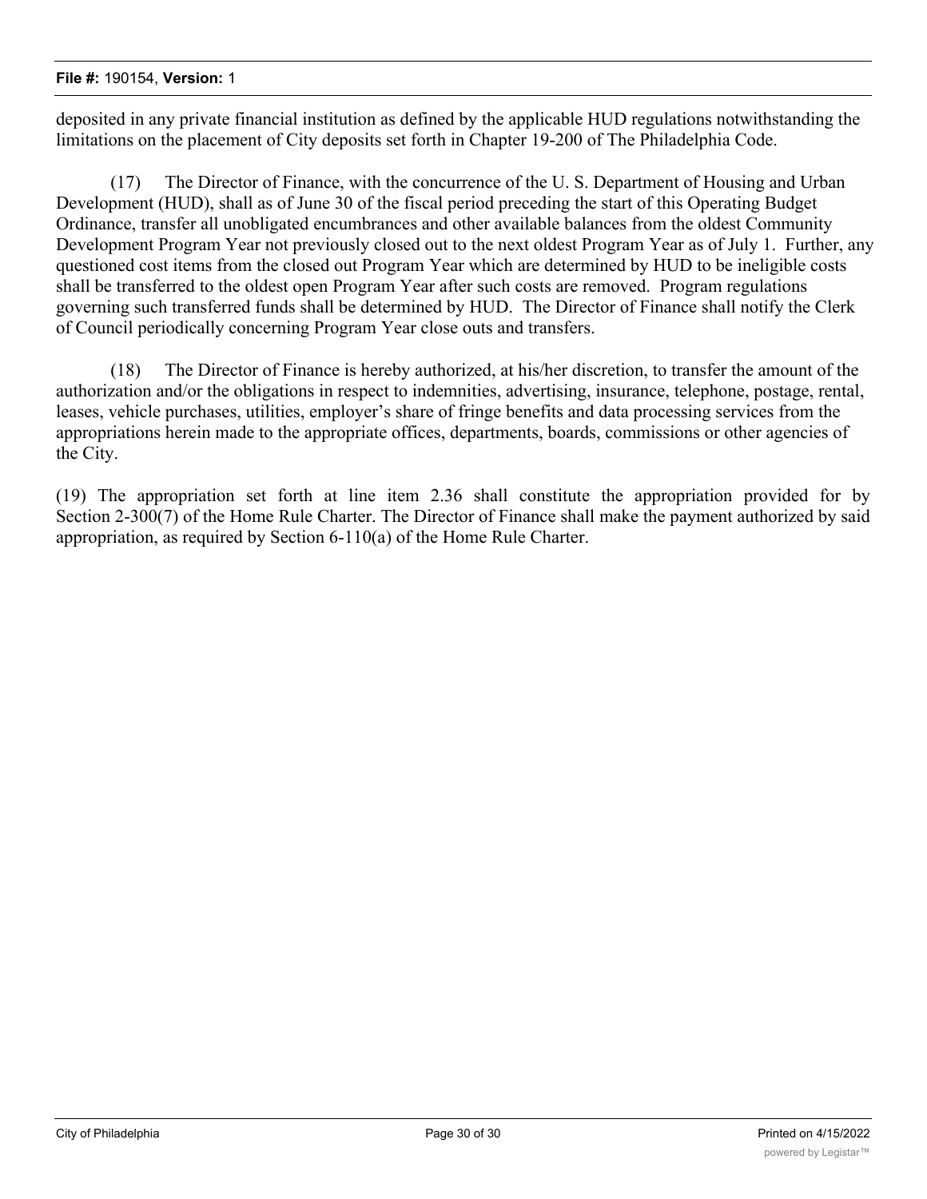deposited in any private financial institution as defined by the applicable HUD regulations notwithstanding the limitations on the placement of City deposits set forth in Chapter 19-200 of The Philadelphia Code.

(17) The Director of Finance, with the concurrence of the U. S. Department of Housing and Urban Development (HUD), shall as of June 30 of the fiscal period preceding the start of this Operating Budget Ordinance, transfer all unobligated encumbrances and other available balances from the oldest Community Development Program Year not previously closed out to the next oldest Program Year as of July 1. Further, any questioned cost items from the closed out Program Year which are determined by HUD to be ineligible costs shall be transferred to the oldest open Program Year after such costs are removed. Program regulations governing such transferred funds shall be determined by HUD. The Director of Finance shall notify the Clerk of Council periodically concerning Program Year close outs and transfers.

(18) The Director of Finance is hereby authorized, at his/her discretion, to transfer the amount of the authorization and/or the obligations in respect to indemnities, advertising, insurance, telephone, postage, rental, leases, vehicle purchases, utilities, employer's share of fringe benefits and data processing services from the appropriations herein made to the appropriate offices, departments, boards, commissions or other agencies of the City.

(19) The appropriation set forth at line item 2.36 shall constitute the appropriation provided for by Section 2-300(7) of the Home Rule Charter. The Director of Finance shall make the payment authorized by said appropriation, as required by Section 6-110(a) of the Home Rule Charter.